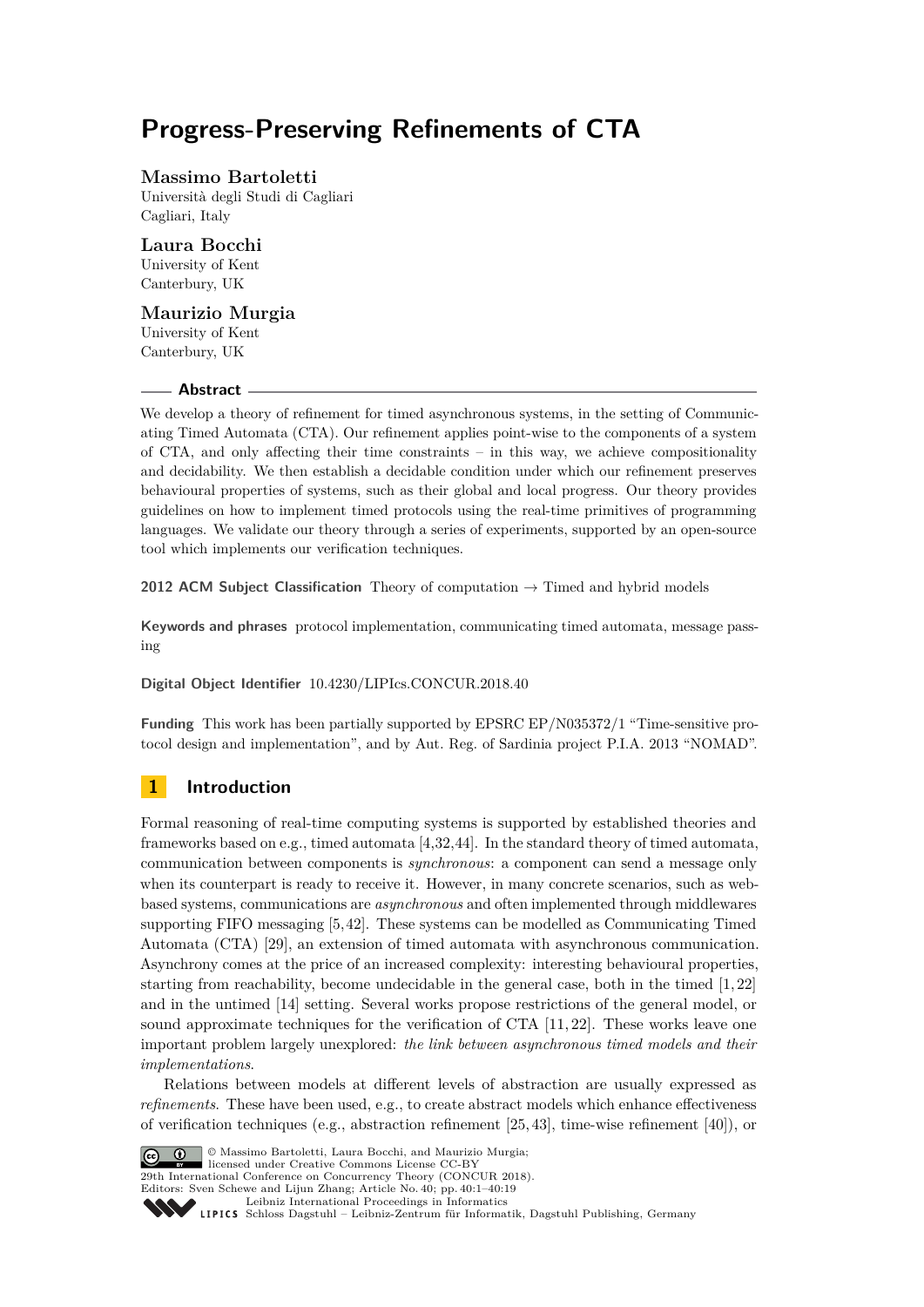# Progress-Preserving Refinements of CTA

**Massimo Bartoletti**
Università degli Studi di Cagliari
Cagliari, Italy

**Laura Bocchi**
University of Kent
Canterbury, UK

**Maurizio Murgia**
University of Kent
Canterbury, UK

## Abstract

We develop a theory of refinement for timed asynchronous systems, in the setting of Communicating Timed Automata (CTA). Our refinement applies point-wise to the components of a system of CTA, and only affecting their time constraints – in this way, we achieve compositionality and decidability. We then establish a decidable condition under which our refinement preserves behavioural properties of systems, such as their global and local progress. Our theory provides guidelines on how to implement timed protocols using the real-time primitives of programming languages. We validate our theory through a series of experiments, supported by an open-source tool which implements our verification techniques.

**2012 ACM Subject Classification** Theory of computation → Timed and hybrid models

**Keywords and phrases** protocol implementation, communicating timed automata, message passing

**Digital Object Identifier** 10.4230/LIPIcs.CONCUR.2018.40

**Funding** This work has been partially supported by EPSRC EP/N035372/1 "Time-sensitive protocol design and implementation", and by Aut. Reg. of Sardinia project P.I.A. 2013 "NOMAD".

## 1 Introduction

Formal reasoning of real-time computing systems is supported by established theories and frameworks based on e.g., timed automata [4,32,44]. In the standard theory of timed automata, communication between components is *synchronous*: a component can send a message only when its counterpart is ready to receive it. However, in many concrete scenarios, such as web-based systems, communications are *asynchronous* and often implemented through middlewares supporting FIFO messaging [5,42]. These systems can be modelled as Communicating Timed Automata (CTA) [29], an extension of timed automata with asynchronous communication. Asynchrony comes at the price of an increased complexity: interesting behavioural properties, starting from reachability, become undecidable in the general case, both in the timed [1,22] and in the untimed [14] setting. Several works propose restrictions of the general model, or sound approximate techniques for the verification of CTA [11,22]. These works leave one important problem largely unexplored: *the link between asynchronous timed models and their implementations.*

Relations between models at different levels of abstraction are usually expressed as *refinements*. These have been used, e.g., to create abstract models which enhance effectiveness of verification techniques (e.g., abstraction refinement [25,43], time-wise refinement [40]), or

© Massimo Bartoletti, Laura Bocchi, and Maurizio Murgia;
licensed under Creative Commons License CC-BY
29th International Conference on Concurrency Theory (CONCUR 2018).
Editors: Sven Schewe and Lijun Zhang; Article No. 40; pp. 40:1–40:19
Leibniz International Proceedings in Informatics
Schloss Dagstuhl – Leibniz-Zentrum für Informatik, Dagstuhl Publishing, Germany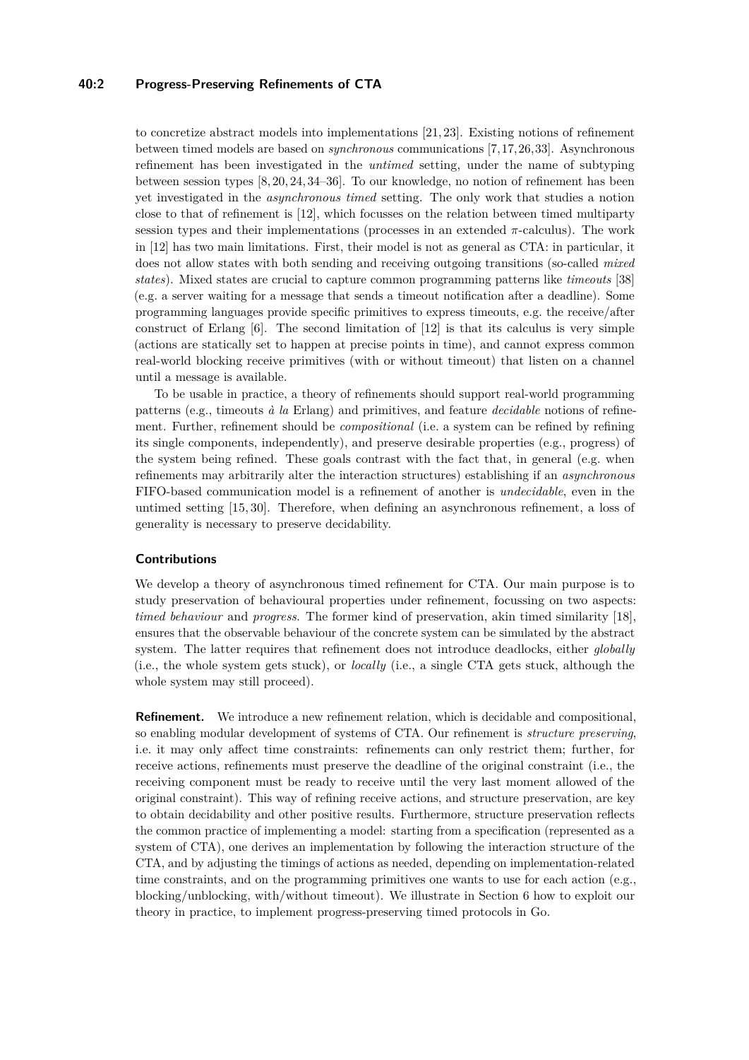to concretize abstract models into implementations [21, 23]. Existing notions of refinement between timed models are based on *synchronous* communications [7, 17, 26, 33]. Asynchronous refinement has been investigated in the *untimed* setting, under the name of subtyping between session types [8, 20, 24, 34–36]. To our knowledge, no notion of refinement has been yet investigated in the *asynchronous timed* setting. The only work that studies a notion close to that of refinement is [12], which focusses on the relation between timed multiparty session types and their implementations (processes in an extended $\pi$-calculus). The work in [12] has two main limitations. First, their model is not as general as CTA: in particular, it does not allow states with both sending and receiving outgoing transitions (so-called *mixed states*). Mixed states are crucial to capture common programming patterns like *timeouts* [38] (e.g. a server waiting for a message that sends a timeout notification after a deadline). Some programming languages provide specific primitives to express timeouts, e.g. the receive/after construct of Erlang [6]. The second limitation of [12] is that its calculus is very simple (actions are statically set to happen at precise points in time), and cannot express common real-world blocking receive primitives (with or without timeout) that listen on a channel until a message is available.

To be usable in practice, a theory of refinements should support real-world programming patterns (e.g., timeouts *à la* Erlang) and primitives, and feature *decidable* notions of refinement. Further, refinement should be *compositional* (i.e. a system can be refined by refining its single components, independently), and preserve desirable properties (e.g., progress) of the system being refined. These goals contrast with the fact that, in general (e.g. when refinements may arbitrarily alter the interaction structures) establishing if an *asynchronous* FIFO-based communication model is a refinement of another is *undecidable*, even in the untimed setting [15, 30]. Therefore, when defining an asynchronous refinement, a loss of generality is necessary to preserve decidability.

## Contributions

We develop a theory of asynchronous timed refinement for CTA. Our main purpose is to study preservation of behavioural properties under refinement, focussing on two aspects: *timed behaviour* and *progress*. The former kind of preservation, akin timed similarity [18], ensures that the observable behaviour of the concrete system can be simulated by the abstract system. The latter requires that refinement does not introduce deadlocks, either *globally* (i.e., the whole system gets stuck), or *locally* (i.e., a single CTA gets stuck, although the whole system may still proceed).

**Refinement.** We introduce a new refinement relation, which is decidable and compositional, so enabling modular development of systems of CTA. Our refinement is *structure preserving*, i.e. it may only affect time constraints: refinements can only restrict them; further, for receive actions, refinements must preserve the deadline of the original constraint (i.e., the receiving component must be ready to receive until the very last moment allowed of the original constraint). This way of refining receive actions, and structure preservation, are key to obtain decidability and other positive results. Furthermore, structure preservation reflects the common practice of implementing a model: starting from a specification (represented as a system of CTA), one derives an implementation by following the interaction structure of the CTA, and by adjusting the timings of actions as needed, depending on implementation-related time constraints, and on the programming primitives one wants to use for each action (e.g., blocking/unblocking, with/without timeout). We illustrate in Section 6 how to exploit our theory in practice, to implement progress-preserving timed protocols in Go.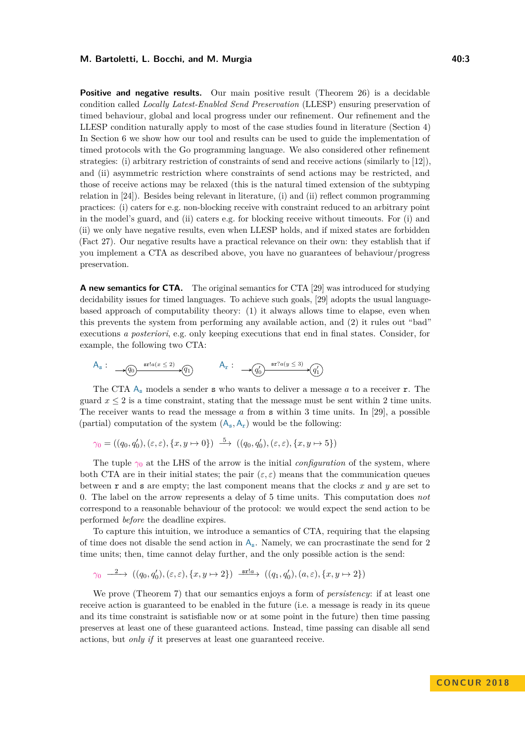**Positive and negative results.** Our main positive result (Theorem 26) is a decidable condition called *Locally Latest-Enabled Send Preservation* (LLESP) ensuring preservation of timed behaviour, global and local progress under our refinement. Our refinement and the LLESP condition naturally apply to most of the case studies found in literature (Section 4) In Section 6 we show how our tool and results can be used to guide the implementation of timed protocols with the Go programming language. We also considered other refinement strategies: (i) arbitrary restriction of constraints of send and receive actions (similarly to [12]), and (ii) asymmetric restriction where constraints of send actions may be restricted, and those of receive actions may be relaxed (this is the natural timed extension of the subtyping relation in [24]). Besides being relevant in literature, (i) and (ii) reflect common programming practices: (i) caters for e.g. non-blocking receive with constraint reduced to an arbitrary point in the model's guard, and (ii) caters e.g. for blocking receive without timeouts. For (i) and (ii) we only have negative results, even when LLESP holds, and if mixed states are forbidden (Fact 27). Our negative results have a practical relevance on their own: they establish that if you implement a CTA as described above, you have no guarantees of behaviour/progress preservation.

**A new semantics for CTA.** The original semantics for CTA [29] was introduced for studying decidability issues for timed languages. To achieve such goals, [29] adopts the usual language-based approach of computability theory: (1) it always allows time to elapse, even when this prevents the system from performing any available action, and (2) it rules out "bad" executions *a posteriori*, e.g. only keeping executions that end in final states. Consider, for example, the following two CTA:

$$\mathsf{A_s} : \; \rightarrow (q_0) \xrightarrow{\mathtt{sr}!a(x \leq 2)} (q_1) \qquad\qquad \mathsf{A_r} : \; \rightarrow (q_0') \xrightarrow{\mathtt{sr}?a(y \leq 3)} (q_1')$$

The CTA $\mathsf{A_s}$ models a sender $\mathtt{s}$ who wants to deliver a message $a$ to a receiver $\mathtt{r}$. The guard $x \leq 2$ is a time constraint, stating that the message must be sent within 2 time units. The receiver wants to read the message $a$ from $\mathtt{s}$ within 3 time units. In [29], a possible (partial) computation of the system $(\mathsf{A_s}, \mathsf{A_r})$ would be the following:

$$\gamma_0 = ((q_0, q_0'), (\varepsilon, \varepsilon), \{x, y \mapsto 0\}) \xrightarrow{\;5\;} ((q_0, q_0'), (\varepsilon, \varepsilon), \{x, y \mapsto 5\})$$

The tuple $\gamma_0$ at the LHS of the arrow is the initial *configuration* of the system, where both CTA are in their initial states; the pair $(\varepsilon, \varepsilon)$ means that the communication queues between $\mathtt{r}$ and $\mathtt{s}$ are empty; the last component means that the clocks $x$ and $y$ are set to 0. The label on the arrow represents a delay of 5 time units. This computation does *not* correspond to a reasonable behaviour of the protocol: we would expect the send action to be performed *before* the deadline expires.

To capture this intuition, we introduce a semantics of CTA, requiring that the elapsing of time does not disable the send action in $\mathsf{A_s}$. Namely, we can procrastinate the send for 2 time units; then, time cannot delay further, and the only possible action is the send:

$$\gamma_0 \xrightarrow{\;2\;} ((q_0, q_0'), (\varepsilon, \varepsilon), \{x, y \mapsto 2\}) \xrightarrow{\mathtt{sr}!a} ((q_1, q_0'), (a, \varepsilon), \{x, y \mapsto 2\})$$

We prove (Theorem 7) that our semantics enjoys a form of *persistency*: if at least one receive action is guaranteed to be enabled in the future (i.e. a message is ready in its queue and its time constraint is satisfiable now or at some point in the future) then time passing preserves at least one of these guaranteed actions. Instead, time passing can disable all send actions, but *only if* it preserves at least one guaranteed receive.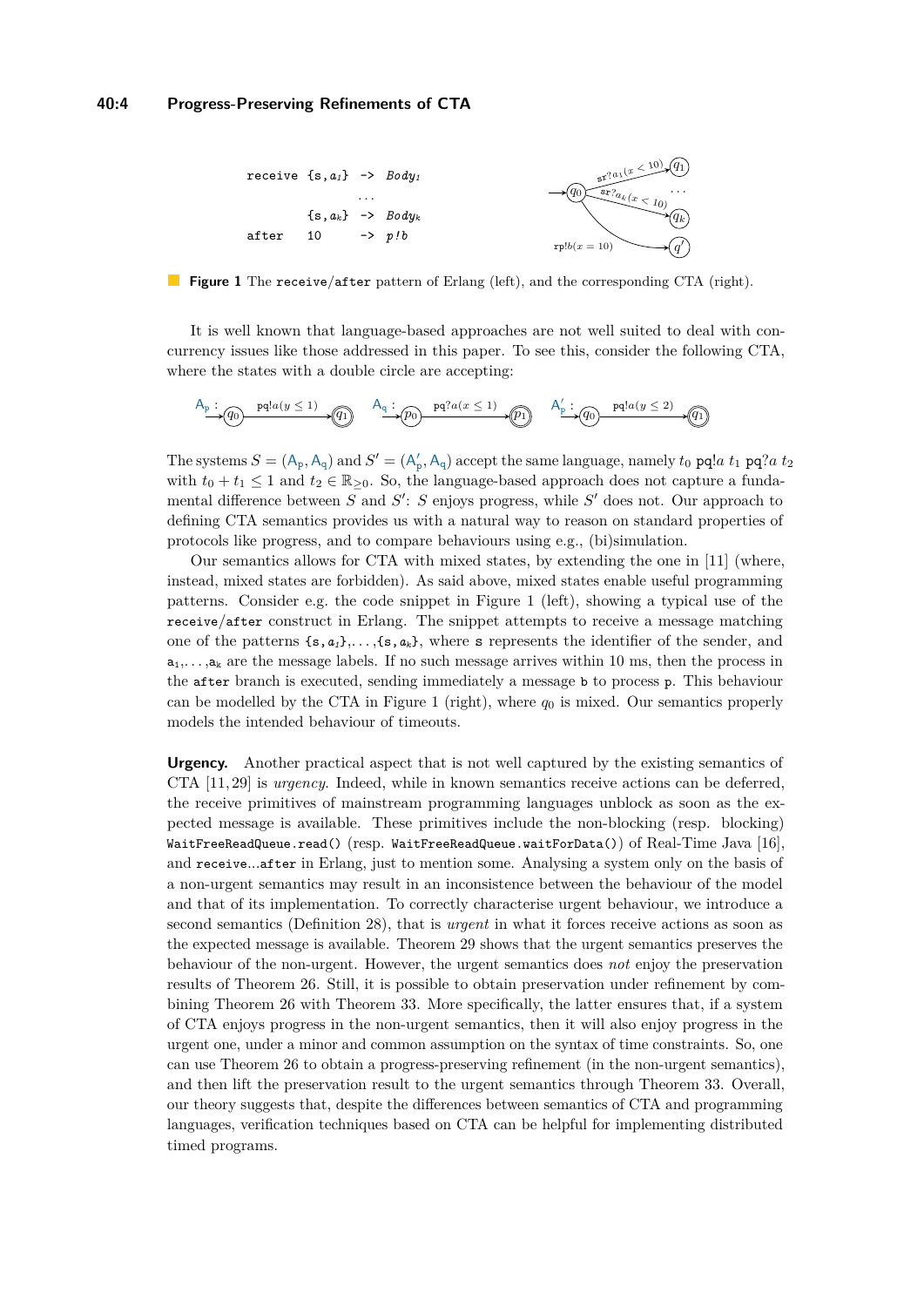```
receive {s,a1} -> Body1
        ...
        {s,ak} -> Bodyk
after   10     -> p!b
```

**Figure 1** The `receive`/`after` pattern of Erlang (left), and the corresponding CTA (right).

It is well known that language-based approaches are not well suited to deal with concurrency issues like those addressed in this paper. To see this, consider the following CTA, where the states with a double circle are accepting:

$\mathsf{A_p}: q_0 \xrightarrow{\texttt{pq}!a(y \leq 1)} q_1 \qquad \mathsf{A_q}: p_0 \xrightarrow{\texttt{pq}?a(x \leq 1)} p_1 \qquad \mathsf{A'_p}: q_0 \xrightarrow{\texttt{pq}!a(y \leq 2)} q_1$

The systems $S = (\mathsf{A_p}, \mathsf{A_q})$ and $S' = (\mathsf{A'_p}, \mathsf{A_q})$ accept the same language, namely $t_0$ $\texttt{pq}!a$ $t_1$ $\texttt{pq}?a$ $t_2$ with $t_0 + t_1 \leq 1$ and $t_2 \in \mathbb{R}_{\geq 0}$. So, the language-based approach does not capture a fundamental difference between $S$ and $S'$: $S$ enjoys progress, while $S'$ does not. Our approach to defining CTA semantics provides us with a natural way to reason on standard properties of protocols like progress, and to compare behaviours using e.g., (bi)simulation.

Our semantics allows for CTA with mixed states, by extending the one in [11] (where, instead, mixed states are forbidden). As said above, mixed states enable useful programming patterns. Consider e.g. the code snippet in Figure 1 (left), showing a typical use of the `receive`/`after` construct in Erlang. The snippet attempts to receive a message matching one of the patterns `{s,a1}`,...,`{s,ak}`, where `s` represents the identifier of the sender, and $\mathtt{a}_1, \ldots, \mathtt{a}_k$ are the message labels. If no such message arrives within 10 ms, then the process in the `after` branch is executed, sending immediately a message `b` to process `p`. This behaviour can be modelled by the CTA in Figure 1 (right), where $q_0$ is mixed. Our semantics properly models the intended behaviour of timeouts.

**Urgency.** Another practical aspect that is not well captured by the existing semantics of CTA [11, 29] is *urgency*. Indeed, while in known semantics receive actions can be deferred, the receive primitives of mainstream programming languages unblock as soon as the expected message is available. These primitives include the non-blocking (resp. blocking) `WaitFreeReadQueue.read()` (resp. `WaitFreeReadQueue.waitForData()`) of Real-Time Java [16], and `receive...after` in Erlang, just to mention some. Analysing a system only on the basis of a non-urgent semantics may result in an inconsistence between the behaviour of the model and that of its implementation. To correctly characterise urgent behaviour, we introduce a second semantics (Definition 28), that is *urgent* in what it forces receive actions as soon as the expected message is available. Theorem 29 shows that the urgent semantics preserves the behaviour of the non-urgent. However, the urgent semantics does *not* enjoy the preservation results of Theorem 26. Still, it is possible to obtain preservation under refinement by combining Theorem 26 with Theorem 33. More specifically, the latter ensures that, if a system of CTA enjoys progress in the non-urgent semantics, then it will also enjoy progress in the urgent one, under a minor and common assumption on the syntax of time constraints. So, one can use Theorem 26 to obtain a progress-preserving refinement (in the non-urgent semantics), and then lift the preservation result to the urgent semantics through Theorem 33. Overall, our theory suggests that, despite the differences between semantics of CTA and programming languages, verification techniques based on CTA can be helpful for implementing distributed timed programs.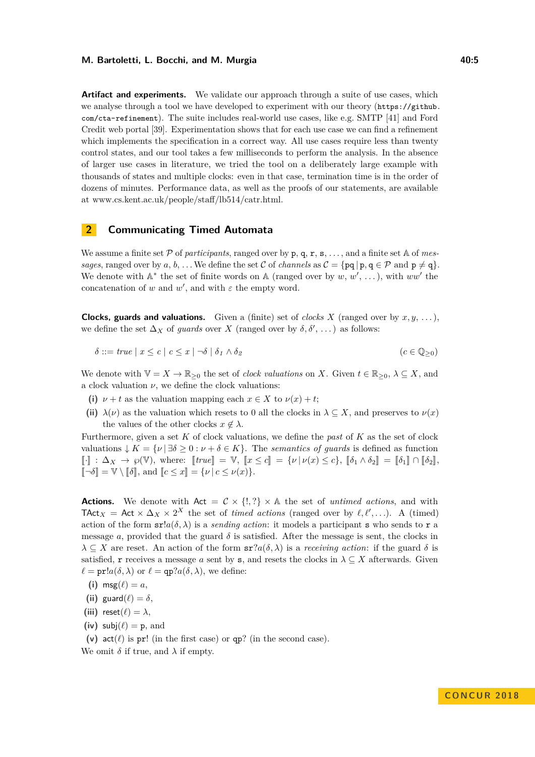**Artifact and experiments.** We validate our approach through a suite of use cases, which we analyse through a tool we have developed to experiment with our theory (https://github.com/cta-refinement). The suite includes real-world use cases, like e.g. SMTP [41] and Ford Credit web portal [39]. Experimentation shows that for each use case we can find a refinement which implements the specification in a correct way. All use cases require less than twenty control states, and our tool takes a few milliseconds to perform the analysis. In the absence of larger use cases in literature, we tried the tool on a deliberately large example with thousands of states and multiple clocks: even in that case, termination time is in the order of dozens of minutes. Performance data, as well as the proofs of our statements, are available at www.cs.kent.ac.uk/people/staff/lb514/catr.html.

## 2 Communicating Timed Automata

We assume a finite set $\mathcal{P}$ of *participants*, ranged over by $\mathtt{p}, \mathtt{q}, \mathtt{r}, \mathtt{s}, \dots$, and a finite set $\mathbb{A}$ of *messages*, ranged over by $a, b, \dots$ We define the set $\mathcal{C}$ of *channels* as $\mathcal{C} = \{\mathtt{pq} \mid \mathtt{p}, \mathtt{q} \in \mathcal{P} \text{ and } \mathtt{p} \neq \mathtt{q}\}$. We denote with $\mathbb{A}^*$ the set of finite words on $\mathbb{A}$ (ranged over by $w$, $w'$, ...), with $ww'$ the concatenation of $w$ and $w'$, and with $\varepsilon$ the empty word.

**Clocks, guards and valuations.** Given a (finite) set of *clocks* $X$ (ranged over by $x, y, \dots$), we define the set $\Delta_X$ of *guards* over $X$ (ranged over by $\delta, \delta', \dots$) as follows:

$$\delta ::= \mathit{true} \mid x \leq c \mid c \leq x \mid \neg\delta \mid \delta_1 \wedge \delta_2 \qquad (c \in \mathbb{Q}_{\geq 0})$$

We denote with $\mathbb{V} = X \to \mathbb{R}_{\geq 0}$ the set of *clock valuations* on $X$. Given $t \in \mathbb{R}_{\geq 0}$, $\lambda \subseteq X$, and a clock valuation $\nu$, we define the clock valuations:

**(i)** $\nu + t$ as the valuation mapping each $x \in X$ to $\nu(x) + t$;

**(ii)** $\lambda(\nu)$ as the valuation which resets to 0 all the clocks in $\lambda \subseteq X$, and preserves to $\nu(x)$ the values of the other clocks $x \notin \lambda$.

Furthermore, given a set $K$ of clock valuations, we define the *past* of $K$ as the set of clock valuations $\downarrow K = \{\nu \mid \exists \delta \geq 0 : \nu + \delta \in K\}$. The *semantics of guards* is defined as function $[\![\cdot]\!] : \Delta_X \to \wp(\mathbb{V})$, where: $[\![\mathit{true}]\!] = \mathbb{V}$, $[\![x \leq c]\!] = \{\nu \mid \nu(x) \leq c\}$, $[\![\delta_1 \wedge \delta_2]\!] = [\![\delta_1]\!] \cap [\![\delta_2]\!]$, $[\![\neg\delta]\!] = \mathbb{V} \setminus [\![\delta]\!]$, and $[\![c \leq x]\!] = \{\nu \mid c \leq \nu(x)\}$.

**Actions.** We denote with $\mathsf{Act} = \mathcal{C} \times \{!, ?\} \times \mathbb{A}$ the set of *untimed actions*, and with $\mathsf{TAct}_X = \mathsf{Act} \times \Delta_X \times 2^X$ the set of *timed actions* (ranged over by $\ell, \ell', \dots$). A (timed) action of the form $\mathtt{sr}!a(\delta, \lambda)$ is a *sending action*: it models a participant $\mathtt{s}$ who sends to $\mathtt{r}$ a message $a$, provided that the guard $\delta$ is satisfied. After the message is sent, the clocks in $\lambda \subseteq X$ are reset. An action of the form $\mathtt{sr}?a(\delta, \lambda)$ is a *receiving action*: if the guard $\delta$ is satisfied, $\mathtt{r}$ receives a message $a$ sent by $\mathtt{s}$, and resets the clocks in $\lambda \subseteq X$ afterwards. Given $\ell = \mathtt{pr}!a(\delta, \lambda)$ or $\ell = \mathtt{qp}?a(\delta, \lambda)$, we define:

**(i)** $\mathsf{msg}(\ell) = a$,

**(ii)** $\mathsf{guard}(\ell) = \delta$,

**(iii)** $\mathsf{reset}(\ell) = \lambda$,

**(iv)** $\mathsf{subj}(\ell) = \mathtt{p}$, and

**(v)** $\mathsf{act}(\ell)$ is $\mathtt{pr}!$ (in the first case) or $\mathtt{qp}?$ (in the second case).

We omit $\delta$ if true, and $\lambda$ if empty.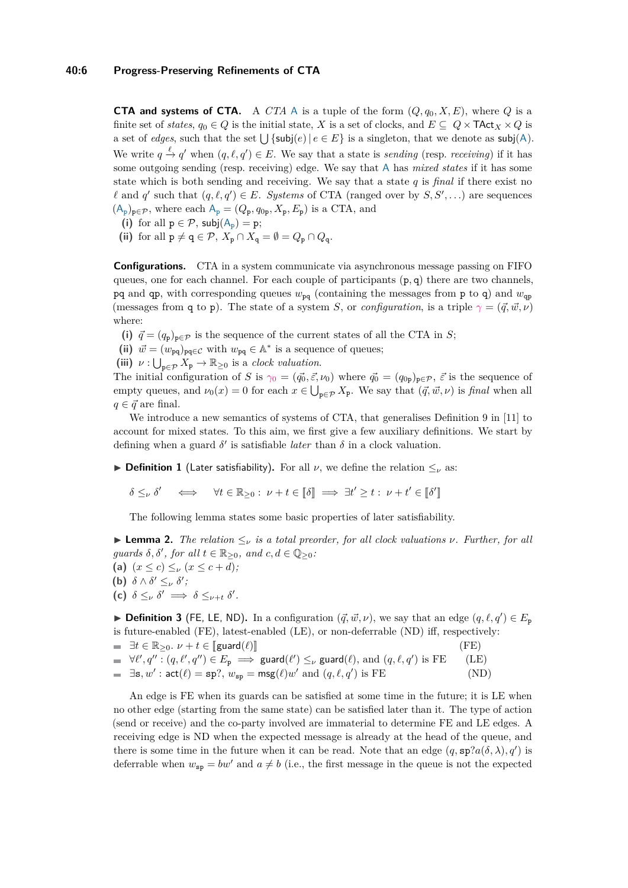**CTA and systems of CTA.** A *CTA* $\mathsf{A}$ is a tuple of the form $(Q, q_0, X, E)$, where $Q$ is a finite set of *states*, $q_0 \in Q$ is the initial state, $X$ is a set of clocks, and $E \subseteq Q \times \mathsf{TAct}_X \times Q$ is a set of *edges*, such that the set $\bigcup \{\mathsf{subj}(e) \mid e \in E\}$ is a singleton, that we denote as $\mathsf{subj}(\mathsf{A})$. We write $q \xrightarrow{\ell} q'$ when $(q, \ell, q') \in E$. We say that a state is *sending* (resp. *receiving*) if it has some outgoing sending (resp. receiving) edge. We say that $\mathsf{A}$ has *mixed states* if it has some state which is both sending and receiving. We say that a state $q$ is *final* if there exist no $\ell$ and $q'$ such that $(q, \ell, q') \in E$. *Systems* of CTA (ranged over by $S, S', \ldots$) are sequences $(\mathsf{A}_{\mathtt{p}})_{\mathtt{p} \in \mathcal{P}}$, where each $\mathsf{A}_{\mathtt{p}} = (Q_{\mathtt{p}}, q_{0\mathtt{p}}, X_{\mathtt{p}}, E_{\mathtt{p}})$ is a CTA, and

**(i)** for all $\mathtt{p} \in \mathcal{P}$, $\mathsf{subj}(\mathsf{A}_{\mathtt{p}}) = \mathtt{p}$;
**(ii)** for all $\mathtt{p} \neq \mathtt{q} \in \mathcal{P}$, $X_{\mathtt{p}} \cap X_{\mathtt{q}} = \emptyset = Q_{\mathtt{p}} \cap Q_{\mathtt{q}}$.

**Configurations.** CTA in a system communicate via asynchronous message passing on FIFO queues, one for each channel. For each couple of participants $(\mathtt{p}, \mathtt{q})$ there are two channels, $\mathtt{pq}$ and $\mathtt{qp}$, with corresponding queues $w_{\mathtt{pq}}$ (containing the messages from $\mathtt{p}$ to $\mathtt{q}$) and $w_{\mathtt{qp}}$ (messages from $\mathtt{q}$ to $\mathtt{p}$). The state of a system $S$, or *configuration*, is a triple $\gamma = (\vec{q}, \vec{w}, \nu)$ where:

**(i)** $\vec{q} = (q_{\mathtt{p}})_{\mathtt{p} \in \mathcal{P}}$ is the sequence of the current states of all the CTA in $S$;
**(ii)** $\vec{w} = (w_{\mathtt{pq}})_{\mathtt{pq} \in \mathcal{C}}$ with $w_{\mathtt{pq}} \in \mathbb{A}^*$ is a sequence of queues;
**(iii)** $\nu : \bigcup_{\mathtt{p} \in \mathcal{P}} X_{\mathtt{p}} \to \mathbb{R}_{\geq 0}$ is a *clock valuation*.

The initial configuration of $S$ is $\gamma_0 = (\vec{q_0}, \vec{\varepsilon}, \nu_0)$ where $\vec{q_0} = (q_{0\mathtt{p}})_{\mathtt{p} \in \mathcal{P}}$, $\vec{\varepsilon}$ is the sequence of empty queues, and $\nu_0(x) = 0$ for each $x \in \bigcup_{\mathtt{p} \in \mathcal{P}} X_{\mathtt{p}}$. We say that $(\vec{q}, \vec{w}, \nu)$ is *final* when all $q \in \vec{q}$ are final.

We introduce a new semantics of systems of CTA, that generalises Definition 9 in [11] to account for mixed states. To this aim, we first give a few auxiliary definitions. We start by defining when a guard $\delta'$ is satisfiable *later* than $\delta$ in a clock valuation.

▶ **Definition 1** (Later satisfiability)**.** For all $\nu$, we define the relation $\leq_\nu$ as:

$$\delta \leq_\nu \delta' \quad \iff \quad \forall t \in \mathbb{R}_{\geq 0} : \; \nu + t \in [\![\delta]\!] \implies \exists t' \geq t : \; \nu + t' \in [\![\delta']\!]$$

The following lemma states some basic properties of later satisfiability.

▶ **Lemma 2.** *The relation $\leq_\nu$ is a total preorder, for all clock valuations $\nu$. Further, for all guards $\delta, \delta'$, for all $t \in \mathbb{R}_{\geq 0}$, and $c, d \in \mathbb{Q}_{\geq 0}$:*
**(a)** $(x \leq c) \leq_\nu (x \leq c + d)$*;*
**(b)** $\delta \wedge \delta' \leq_\nu \delta'$*;*
**(c)** $\delta \leq_\nu \delta' \implies \delta \leq_{\nu + t} \delta'$*.*

▶ **Definition 3** (FE, LE, ND)**.** In a configuration $(\vec{q}, \vec{w}, \nu)$, we say that an edge $(q, \ell, q') \in E_{\mathtt{p}}$ is future-enabled (FE), latest-enabled (LE), or non-deferrable (ND) iff, respectively:

- $\exists t \in \mathbb{R}_{\geq 0}. \; \nu + t \in [\![\mathsf{guard}(\ell)]\!]$ (FE)
- $\forall \ell', q'' : (q, \ell', q'') \in E_{\mathtt{p}} \implies \mathsf{guard}(\ell') \leq_\nu \mathsf{guard}(\ell)$, and $(q, \ell, q')$ is FE (LE)
- $\exists \mathtt{s}, w' : \mathsf{act}(\ell) = \mathtt{sp}?, \; w_{\mathtt{sp}} = \mathsf{msg}(\ell) w'$ and $(q, \ell, q')$ is FE (ND)

An edge is FE when its guards can be satisfied at some time in the future; it is LE when no other edge (starting from the same state) can be satisfied later than it. The type of action (send or receive) and the co-party involved are immaterial to determine FE and LE edges. A receiving edge is ND when the expected message is already at the head of the queue, and there is some time in the future when it can be read. Note that an edge $(q, \mathtt{sp}?a(\delta, \lambda), q')$ is deferrable when $w_{\mathtt{sp}} = bw'$ and $a \neq b$ (i.e., the first message in the queue is not the expected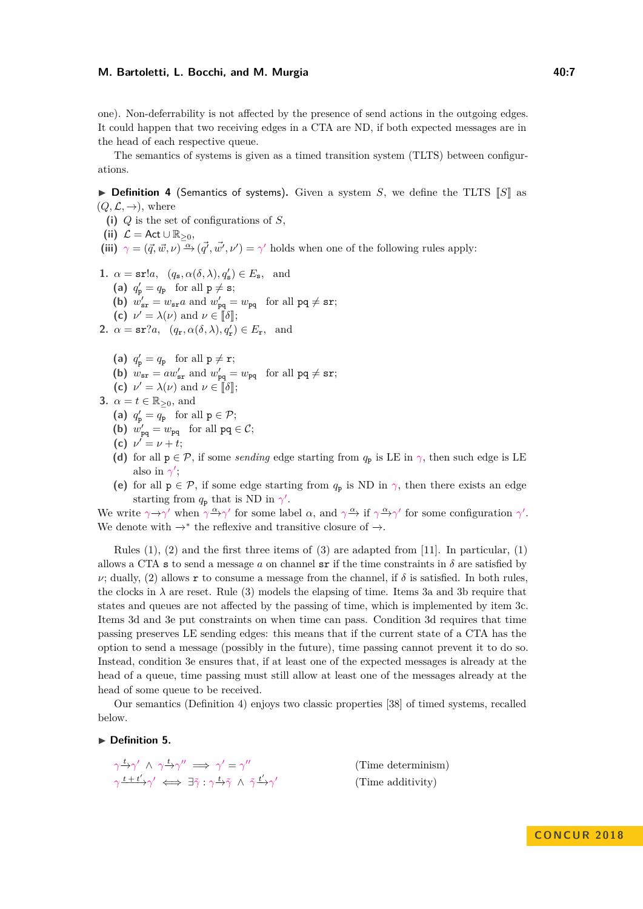one). Non-deferrability is not affected by the presence of send actions in the outgoing edges. It could happen that two receiving edges in a CTA are ND, if both expected messages are in the head of each respective queue.

The semantics of systems is given as a timed transition system (TLTS) between configurations.

▶ **Definition 4** (Semantics of systems)**.** Given a system $S$, we define the TLTS $[\![S]\!]$ as $(Q, \mathcal{L}, \rightarrow)$, where

**(i)** $Q$ is the set of configurations of $S$,

**(ii)** $\mathcal{L} = \mathsf{Act} \cup \mathbb{R}_{\geq 0}$,

**(iii)** $\gamma = (\vec{q}, \vec{w}, \nu) \xrightarrow{\alpha} (\vec{q}', \vec{w}', \nu') = \gamma'$ holds when one of the following rules apply:

1. $\alpha = \mathtt{sr}!a$, $(q_{\mathtt{s}}, \alpha(\delta, \lambda), q'_{\mathtt{s}}) \in E_{\mathtt{s}}$, and
   **(a)** $q'_{\mathtt{p}} = q_{\mathtt{p}}$ for all $\mathtt{p} \neq \mathtt{s}$;
   **(b)** $w'_{\mathtt{sr}} = w_{\mathtt{sr}} a$ and $w'_{\mathtt{pq}} = w_{\mathtt{pq}}$ for all $\mathtt{pq} \neq \mathtt{sr}$;
   **(c)** $\nu' = \lambda(\nu)$ and $\nu \in [\![\delta]\!]$;
2. $\alpha = \mathtt{sr}?a$, $(q_{\mathtt{r}}, \alpha(\delta, \lambda), q'_{\mathtt{r}}) \in E_{\mathtt{r}}$, and
   **(a)** $q'_{\mathtt{p}} = q_{\mathtt{p}}$ for all $\mathtt{p} \neq \mathtt{r}$;
   **(b)** $w_{\mathtt{sr}} = a w'_{\mathtt{sr}}$ and $w'_{\mathtt{pq}} = w_{\mathtt{pq}}$ for all $\mathtt{pq} \neq \mathtt{sr}$;
   **(c)** $\nu' = \lambda(\nu)$ and $\nu \in [\![\delta]\!]$;
3. $\alpha = t \in \mathbb{R}_{\geq 0}$, and
   **(a)** $q'_{\mathtt{p}} = q_{\mathtt{p}}$ for all $\mathtt{p} \in \mathcal{P}$;
   **(b)** $w'_{\mathtt{pq}} = w_{\mathtt{pq}}$ for all $\mathtt{pq} \in \mathcal{C}$;
   **(c)** $\nu' = \nu + t$;
   **(d)** for all $\mathtt{p} \in \mathcal{P}$, if some *sending* edge starting from $q_{\mathtt{p}}$ is LE in $\gamma$, then such edge is LE also in $\gamma'$;
   **(e)** for all $\mathtt{p} \in \mathcal{P}$, if some edge starting from $q_{\mathtt{p}}$ is ND in $\gamma$, then there exists an edge starting from $q_{\mathtt{p}}$ that is ND in $\gamma'$.

We write $\gamma \rightarrow \gamma'$ when $\gamma \xrightarrow{\alpha} \gamma'$ for some label $\alpha$, and $\gamma \xrightarrow{\alpha}$ if $\gamma \xrightarrow{\alpha} \gamma'$ for some configuration $\gamma'$. We denote with $\rightarrow^*$ the reflexive and transitive closure of $\rightarrow$.

Rules (1), (2) and the first three items of (3) are adapted from [11]. In particular, (1) allows a CTA $\mathtt{s}$ to send a message $a$ on channel $\mathtt{sr}$ if the time constraints in $\delta$ are satisfied by $\nu$; dually, (2) allows $\mathtt{r}$ to consume a message from the channel, if $\delta$ is satisfied. In both rules, the clocks in $\lambda$ are reset. Rule (3) models the elapsing of time. Items 3a and 3b require that states and queues are not affected by the passing of time, which is implemented by item 3c. Items 3d and 3e put constraints on when time can pass. Condition 3d requires that time passing preserves LE sending edges: this means that if the current state of a CTA has the option to send a message (possibly in the future), time passing cannot prevent it to do so. Instead, condition 3e ensures that, if at least one of the expected messages is already at the head of a queue, time passing must still allow at least one of the messages already at the head of some queue to be received.

Our semantics (Definition 4) enjoys two classic properties [38] of timed systems, recalled below.

▶ **Definition 5.**

$$\gamma \xrightarrow{t} \gamma' \;\wedge\; \gamma \xrightarrow{t} \gamma'' \implies \gamma' = \gamma'' \qquad \text{(Time determinism)}$$

$$\gamma \xrightarrow{t+t'} \gamma' \iff \exists \tilde{\gamma} : \gamma \xrightarrow{t} \tilde{\gamma} \;\wedge\; \tilde{\gamma} \xrightarrow{t'} \gamma' \qquad \text{(Time additivity)}$$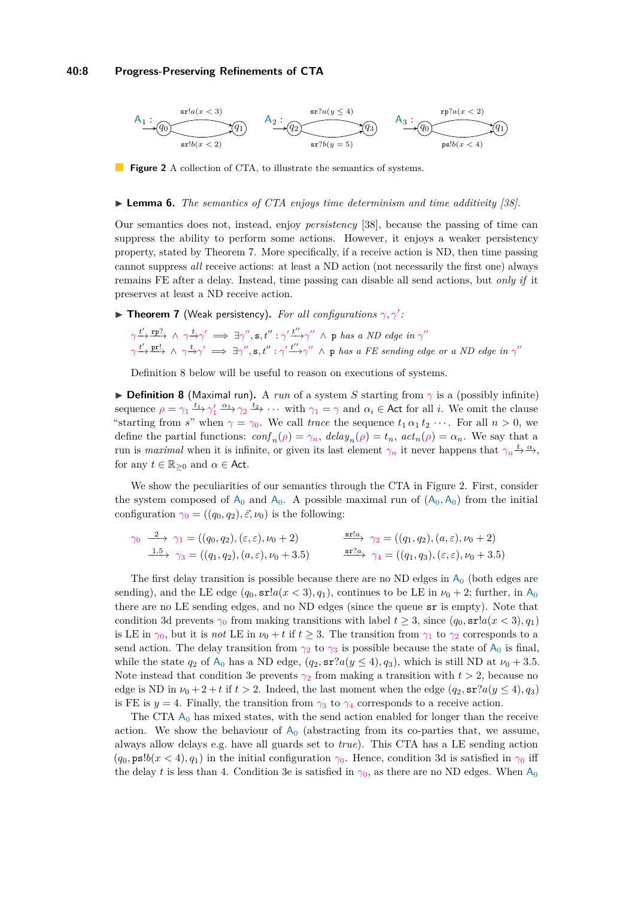$\mathsf{A}_1$ : $q_0 \xrightarrow{\mathtt{sr}!a(x<3)} q_1$, $q_0 \xrightarrow{\mathtt{sr}!b(x<2)} q_1$ $\quad$ $\mathsf{A}_2$ : $q_2 \xrightarrow{\mathtt{sr}?a(y\leq 4)} q_3$, $q_2 \xrightarrow{\mathtt{sr}?b(y=5)} q_3$ $\quad$ $\mathsf{A}_3$ : $q_0 \xrightarrow{\mathtt{rp}?a(x<2)} q_1$, $q_0 \xrightarrow{\mathtt{ps}!b(x<4)} q_1$

**Figure 2** A collection of CTA, to illustrate the semantics of systems.

▶ **Lemma 6.** *The semantics of CTA enjoys time determinism and time additivity [38].*

Our semantics does not, instead, enjoy *persistency* [38], because the passing of time can suppress the ability to perform some actions. However, it enjoys a weaker persistency property, stated by Theorem 7. More specifically, if a receive action is ND, then time passing cannot suppress *all* receive actions: at least a ND action (not necessarily the first one) always remains FE after a delay. Instead, time passing can disable all send actions, but *only if* it preserves at least a ND receive action.

▶ **Theorem 7** (Weak persistency). *For all configurations $\gamma, \gamma'$:*

$$\gamma \xrightarrow{t'} \xrightarrow{\mathtt{rp}?} \;\wedge\; \gamma \xrightarrow{t} \gamma' \implies \exists \gamma'', \mathtt{s}, t'' : \gamma' \xrightarrow{t''} \gamma'' \;\wedge\; \mathtt{p} \text{ has a ND edge in } \gamma''$$

$$\gamma \xrightarrow{t'} \xrightarrow{\mathtt{pr}!} \;\wedge\; \gamma \xrightarrow{t} \gamma' \implies \exists \gamma'', \mathtt{s}, t'' : \gamma' \xrightarrow{t''} \gamma'' \;\wedge\; \mathtt{p} \text{ has a FE sending edge or a ND edge in } \gamma''$$

Definition 8 below will be useful to reason on executions of systems.

▶ **Definition 8** (Maximal run). A *run* of a system $S$ starting from $\gamma$ is a (possibly infinite) sequence $\rho = \gamma_1 \xrightarrow{t_1} \gamma_1' \xrightarrow{\alpha_1} \gamma_2 \xrightarrow{t_2} \cdots$ with $\gamma_1 = \gamma$ and $\alpha_i \in \mathsf{Act}$ for all $i$. We omit the clause "starting from $s$" when $\gamma = \gamma_0$. We call *trace* the sequence $t_1\, \alpha_1\, t_2 \cdots$. For all $n > 0$, we define the partial functions: $\mathit{conf}_n(\rho) = \gamma_n$, $\mathit{delay}_n(\rho) = t_n$, $\mathit{act}_n(\rho) = \alpha_n$. We say that a run is *maximal* when it is infinite, or given its last element $\gamma_n$ it never happens that $\gamma_n \xrightarrow{t} \xrightarrow{\alpha}$, for any $t \in \mathbb{R}_{\geq 0}$ and $\alpha \in \mathsf{Act}$.

We show the peculiarities of our semantics through the CTA in Figure 2. First, consider the system composed of $\mathsf{A}_0$ and $\mathsf{A}_0$. A possible maximal run of $(\mathsf{A}_0, \mathsf{A}_0)$ from the initial configuration $\gamma_0 = ((q_0, q_2), \vec{\varepsilon}, \nu_0)$ is the following:

$$\gamma_0 \xrightarrow{2} \gamma_1 = ((q_0, q_2), (\varepsilon, \varepsilon), \nu_0 + 2) \qquad \xrightarrow{\mathtt{sr}!a} \gamma_2 = ((q_1, q_2), (a, \varepsilon), \nu_0 + 2)$$
$$\xrightarrow{1.5} \gamma_3 = ((q_1, q_2), (a, \varepsilon), \nu_0 + 3.5) \qquad \xrightarrow{\mathtt{sr}?a} \gamma_4 = ((q_1, q_3), (\varepsilon, \varepsilon), \nu_0 + 3.5)$$

The first delay transition is possible because there are no ND edges in $\mathsf{A}_0$ (both edges are sending), and the LE edge $(q_0, \mathtt{sr}!a(x < 3), q_1)$, continues to be LE in $\nu_0 + 2$; further, in $\mathsf{A}_0$ there are no LE sending edges, and no ND edges (since the queue $\mathtt{sr}$ is empty). Note that condition 3d prevents $\gamma_0$ from making transitions with label $t \geq 3$, since $(q_0, \mathtt{sr}!a(x < 3), q_1)$ is LE in $\gamma_0$, but it is *not* LE in $\nu_0 + t$ if $t \geq 3$. The transition from $\gamma_1$ to $\gamma_2$ corresponds to a send action. The delay transition from $\gamma_2$ to $\gamma_3$ is possible because the state of $\mathsf{A}_0$ is final, while the state $q_2$ of $\mathsf{A}_0$ has a ND edge, $(q_2, \mathtt{sr}?a(y \leq 4), q_3)$, which is still ND at $\nu_0 + 3.5$. Note instead that condition 3e prevents $\gamma_2$ from making a transition with $t > 2$, because no edge is ND in $\nu_0 + 2 + t$ if $t > 2$. Indeed, the last moment when the edge $(q_2, \mathtt{sr}?a(y \leq 4), q_3)$ is FE is $y = 4$. Finally, the transition from $\gamma_3$ to $\gamma_4$ corresponds to a receive action.

The CTA $\mathsf{A}_0$ has mixed states, with the send action enabled for longer than the receive action. We show the behaviour of $\mathsf{A}_0$ (abstracting from its co-parties that, we assume, always allow delays e.g. have all guards set to *true*). This CTA has a LE sending action $(q_0, \mathtt{ps}!b(x < 4), q_1)$ in the initial configuration $\gamma_0$. Hence, condition 3d is satisfied in $\gamma_0$ iff the delay $t$ is less than 4. Condition 3e is satisfied in $\gamma_0$, as there are no ND edges. When $\mathsf{A}_0$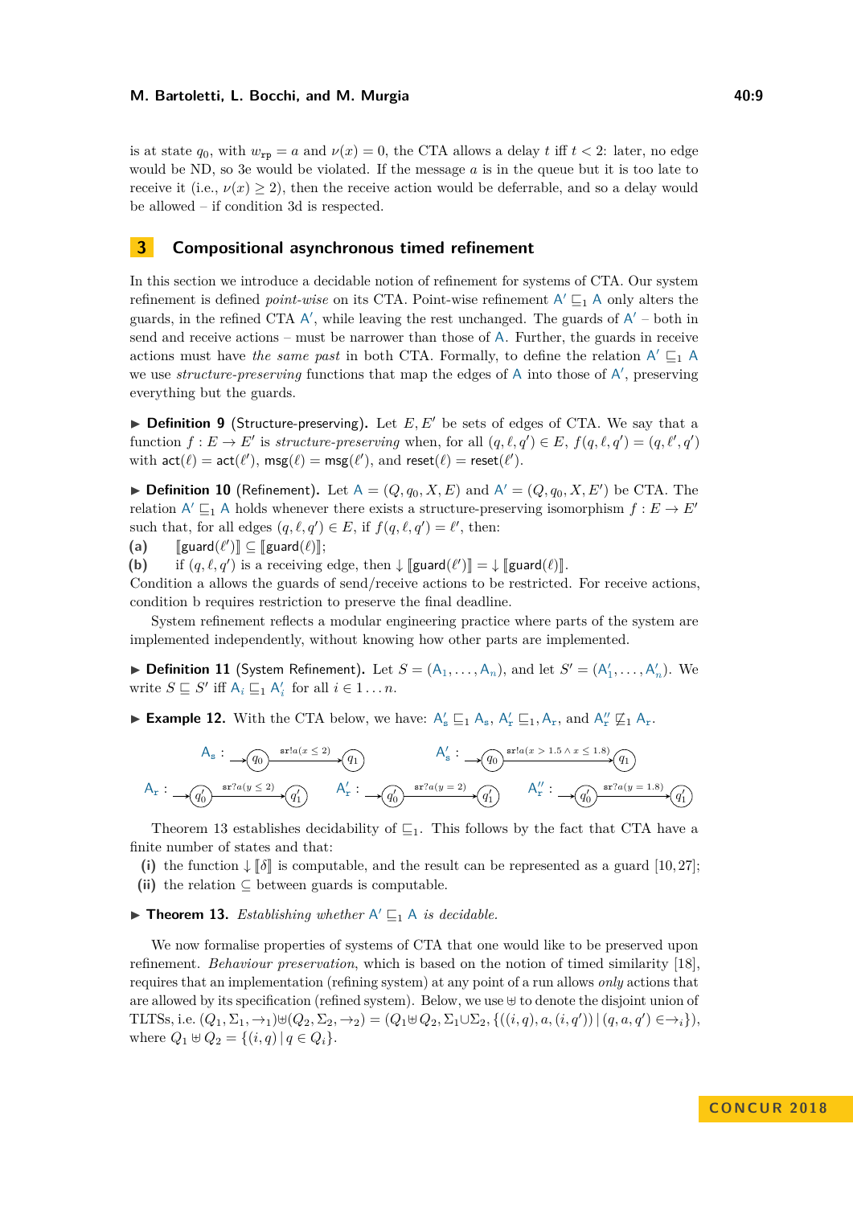is at state $q_0$, with $w_{\mathtt{rp}} = a$ and $\nu(x) = 0$, the CTA allows a delay $t$ iff $t < 2$: later, no edge would be ND, so 3e would be violated. If the message $a$ is in the queue but it is too late to receive it (i.e., $\nu(x) \geq 2$), then the receive action would be deferrable, and so a delay would be allowed – if condition 3d is respected.

## 3 Compositional asynchronous timed refinement

In this section we introduce a decidable notion of refinement for systems of CTA. Our system refinement is defined *point-wise* on its CTA. Point-wise refinement $\mathsf{A}' \sqsubseteq_1 \mathsf{A}$ only alters the guards, in the refined CTA $\mathsf{A}'$, while leaving the rest unchanged. The guards of $\mathsf{A}'$ – both in send and receive actions – must be narrower than those of $\mathsf{A}$. Further, the guards in receive actions must have *the same past* in both CTA. Formally, to define the relation $\mathsf{A}' \sqsubseteq_1 \mathsf{A}$ we use *structure-preserving* functions that map the edges of $\mathsf{A}$ into those of $\mathsf{A}'$, preserving everything but the guards.

▶ **Definition 9** (Structure-preserving). Let $E, E'$ be sets of edges of CTA. We say that a function $f : E \to E'$ is *structure-preserving* when, for all $(q, \ell, q') \in E$, $f(q, \ell, q') = (q, \ell', q')$ with $\mathsf{act}(\ell) = \mathsf{act}(\ell')$, $\mathsf{msg}(\ell) = \mathsf{msg}(\ell')$, and $\mathsf{reset}(\ell) = \mathsf{reset}(\ell')$.

▶ **Definition 10** (Refinement). Let $\mathsf{A} = (Q, q_0, X, E)$ and $\mathsf{A}' = (Q, q_0, X, E')$ be CTA. The relation $\mathsf{A}' \sqsubseteq_1 \mathsf{A}$ holds whenever there exists a structure-preserving isomorphism $f : E \to E'$ such that, for all edges $(q, \ell, q') \in E$, if $f(q, \ell, q') = \ell'$, then:

**(a)** $[\![\mathsf{guard}(\ell')]\!] \subseteq [\![\mathsf{guard}(\ell)]\!]$;

**(b)** if $(q, \ell, q')$ is a receiving edge, then $\downarrow [\![\mathsf{guard}(\ell')]\!] = \downarrow [\![\mathsf{guard}(\ell)]\!]$.

Condition a allows the guards of send/receive actions to be restricted. For receive actions, condition b requires restriction to preserve the final deadline.

System refinement reflects a modular engineering practice where parts of the system are implemented independently, without knowing how other parts are implemented.

▶ **Definition 11** (System Refinement). Let $S = (\mathsf{A}_1, \ldots, \mathsf{A}_n)$, and let $S' = (\mathsf{A}'_1, \ldots, \mathsf{A}'_n)$. We write $S \sqsubseteq S'$ iff $\mathsf{A}_i \sqsubseteq_1 \mathsf{A}'_i$ for all $i \in 1 \ldots n$.

▶ **Example 12.** With the CTA below, we have: $\mathsf{A}'_\mathtt{s} \sqsubseteq_1 \mathsf{A}_\mathtt{s}$, $\mathsf{A}'_\mathtt{r} \sqsubseteq_1, \mathsf{A}_\mathtt{r}$, and $\mathsf{A}''_\mathtt{r} \not\sqsubseteq_1 \mathsf{A}_\mathtt{r}$.

$\mathsf{A}_\mathtt{s}$ : $\to q_0 \xrightarrow{\mathtt{sr}!a(x \leq 2)} q_1$ $\qquad$ $\mathsf{A}'_\mathtt{s}$ : $\to q_0 \xrightarrow{\mathtt{sr}!a(x > 1.5 \wedge x \leq 1.8)} q_1$

$\mathsf{A}_\mathtt{r}$ : $\to q'_0 \xrightarrow{\mathtt{sr}?a(y \leq 2)} q'_1$ $\qquad$ $\mathsf{A}'_\mathtt{r}$ : $\to q'_0 \xrightarrow{\mathtt{sr}?a(y = 2)} q'_1$ $\qquad$ $\mathsf{A}''_\mathtt{r}$ : $\to q'_0 \xrightarrow{\mathtt{sr}?a(y = 1.8)} q'_1$

Theorem 13 establishes decidability of $\sqsubseteq_1$. This follows by the fact that CTA have a finite number of states and that:

**(i)** the function $\downarrow [\![\delta]\!]$ is computable, and the result can be represented as a guard [10, 27];

**(ii)** the relation $\subseteq$ between guards is computable.

▶ **Theorem 13.** *Establishing whether* $\mathsf{A}' \sqsubseteq_1 \mathsf{A}$ *is decidable.*

We now formalise properties of systems of CTA that one would like to be preserved upon refinement. *Behaviour preservation*, which is based on the notion of timed similarity [18], requires that an implementation (refining system) at any point of a run allows *only* actions that are allowed by its specification (refined system). Below, we use $\uplus$ to denote the disjoint union of TLTSs, i.e. $(Q_1, \Sigma_1, \to_1) \uplus (Q_2, \Sigma_2, \to_2) = (Q_1 \uplus Q_2, \Sigma_1 \cup \Sigma_2, \{((i, q), a, (i, q')) \mid (q, a, q') \in \to_i\})$, where $Q_1 \uplus Q_2 = \{(i, q) \mid q \in Q_i\}$.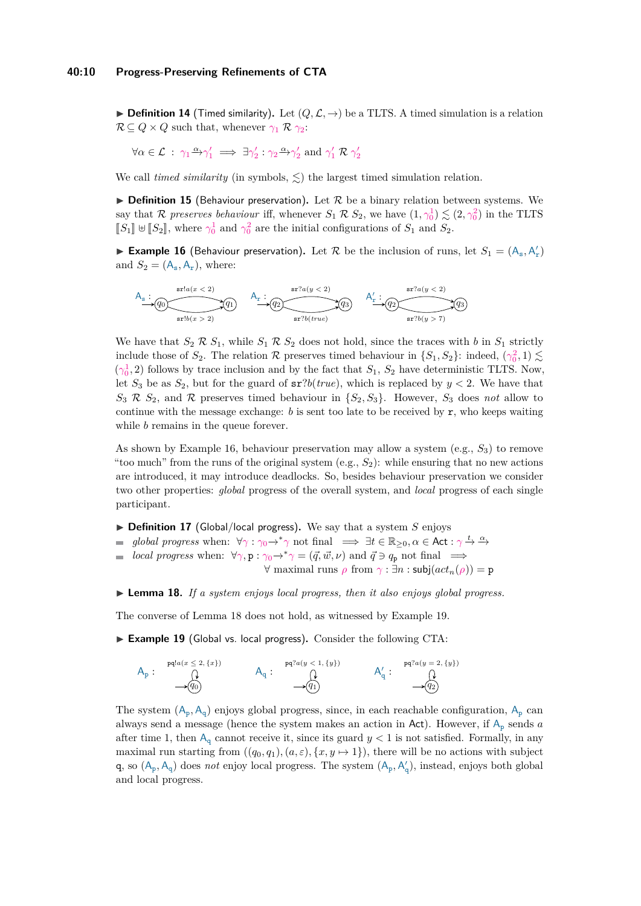▶ **Definition 14** (Timed similarity)**.** Let $(Q, \mathcal{L}, \rightarrow)$ be a TLTS. A timed simulation is a relation $\mathcal{R} \subseteq Q \times Q$ such that, whenever $\gamma_1 \; \mathcal{R} \; \gamma_2$:

$$\forall \alpha \in \mathcal{L} \; : \; \gamma_1 \xrightarrow{\alpha} \gamma_1' \implies \exists \gamma_2' : \gamma_2 \xrightarrow{\alpha} \gamma_2' \text{ and } \gamma_1' \; \mathcal{R} \; \gamma_2'$$

We call *timed similarity* (in symbols, $\lesssim$) the largest timed simulation relation.

▶ **Definition 15** (Behaviour preservation)**.** Let $\mathcal{R}$ be a binary relation between systems. We say that $\mathcal{R}$ *preserves behaviour* iff, whenever $S_1 \; \mathcal{R} \; S_2$, we have $(1, \gamma_0^1) \lesssim (2, \gamma_0^2)$ in the TLTS $[\![S_1]\!] \uplus [\![S_2]\!]$, where $\gamma_0^1$ and $\gamma_0^2$ are the initial configurations of $S_1$ and $S_2$.

▶ **Example 16** (Behaviour preservation)**.** Let $\mathcal{R}$ be the inclusion of runs, let $S_1 = (\mathsf{A_s}, \mathsf{A_r'})$ and $S_2 = (\mathsf{A_s}, \mathsf{A_r})$, where:

$\mathsf{A_s}$ : $q_0 \xrightarrow{\mathtt{sr}!a(x<2)} q_1$, $q_1 \xrightarrow{\mathtt{sr}!b(x>2)} q_0$ $\quad$ $\mathsf{A_r}$ : $q_2 \xrightarrow{\mathtt{sr}?a(y<2)} q_3$, $q_3 \xrightarrow{\mathtt{sr}?b(true)} q_2$ $\quad$ $\mathsf{A_r'}$ : $q_2 \xrightarrow{\mathtt{sr}?a(y<2)} q_3$, $q_3 \xrightarrow{\mathtt{sr}?b(y>7)} q_2$

We have that $S_2 \; \mathcal{R} \; S_1$, while $S_1 \; \mathcal{R} \; S_2$ does not hold, since the traces with $b$ in $S_1$ strictly include those of $S_2$. The relation $\mathcal{R}$ preserves timed behaviour in $\{S_1, S_2\}$: indeed, $(\gamma_0^2, 1) \lesssim (\gamma_0^1, 2)$ follows by trace inclusion and by the fact that $S_1$, $S_2$ have deterministic TLTS. Now, let $S_3$ be as $S_2$, but for the guard of $\mathtt{sr}?b(true)$, which is replaced by $y < 2$. We have that $S_3 \; \mathcal{R} \; S_2$, and $\mathcal{R}$ preserves timed behaviour in $\{S_2, S_3\}$. However, $S_3$ does *not* allow to continue with the message exchange: $b$ is sent too late to be received by $\mathtt{r}$, who keeps waiting while $b$ remains in the queue forever.

As shown by Example 16, behaviour preservation may allow a system (e.g., $S_3$) to remove "too much" from the runs of the original system (e.g., $S_2$): while ensuring that no new actions are introduced, it may introduce deadlocks. So, besides behaviour preservation we consider two other properties: *global* progress of the overall system, and *local* progress of each single participant.

▶ **Definition 17** (Global/local progress)**.** We say that a system $S$ enjoys

- *global progress* when: $\forall \gamma : \gamma_0 \rightarrow^* \gamma$ not final $\implies \exists t \in \mathbb{R}_{\geq 0}, \alpha \in \mathsf{Act} : \gamma \xrightarrow{t} \xrightarrow{\alpha}$
- *local progress* when: $\forall \gamma, \mathtt{p} : \gamma_0 \rightarrow^* \gamma = (\vec{q}, \vec{w}, \nu)$ and $\vec{q} \ni q_\mathtt{p}$ not final $\implies$ $\forall$ maximal runs $\rho$ from $\gamma : \exists n : \mathsf{subj}(act_n(\rho)) = \mathtt{p}$

▶ **Lemma 18.** *If a system enjoys local progress, then it also enjoys global progress.*

The converse of Lemma 18 does not hold, as witnessed by Example 19.

▶ **Example 19** (Global vs. local progress)**.** Consider the following CTA:

$\mathsf{A_p}$ : $q_0 \xrightarrow{\mathtt{pq}!a(x \leq 2, \{x\})} q_0$ $\quad$ $\mathsf{A_q}$ : $q_1 \xrightarrow{\mathtt{pq}?a(y < 1, \{y\})} q_1$ $\quad$ $\mathsf{A_q'}$ : $q_2 \xrightarrow{\mathtt{pq}?a(y = 2, \{y\})} q_2$

The system $(\mathsf{A_p}, \mathsf{A_q})$ enjoys global progress, since, in each reachable configuration, $\mathsf{A_p}$ can always send a message (hence the system makes an action in $\mathsf{Act}$). However, if $\mathsf{A_p}$ sends $a$ after time 1, then $\mathsf{A_q}$ cannot receive it, since its guard $y < 1$ is not satisfied. Formally, in any maximal run starting from $((q_0, q_1), (a, \varepsilon), \{x, y \mapsto 1\})$, there will be no actions with subject $\mathtt{q}$, so $(\mathsf{A_p}, \mathsf{A_q})$ does *not* enjoy local progress. The system $(\mathsf{A_p}, \mathsf{A_q'})$, instead, enjoys both global and local progress.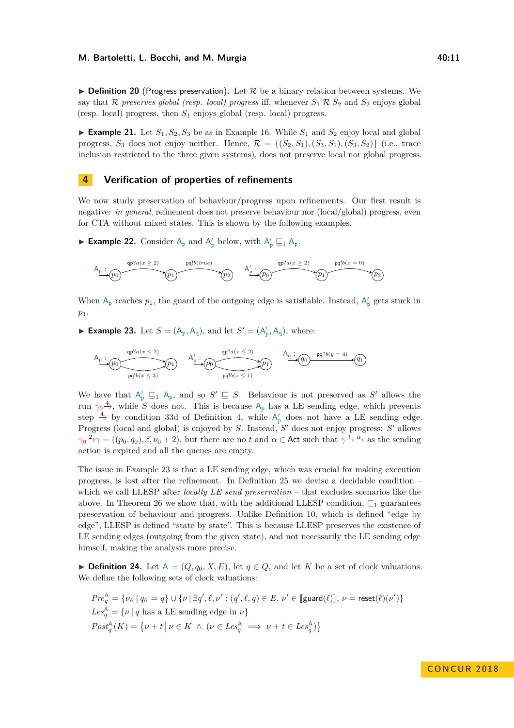▶ **Definition 20** (Progress preservation)**.** Let $\mathcal{R}$ be a binary relation between systems. We say that $\mathcal{R}$ *preserves global (resp. local) progress* iff, whenever $S_1 \ \mathcal{R} \ S_2$ and $S_2$ enjoys global (resp. local) progress, then $S_1$ enjoys global (resp. local) progress.

▶ **Example 21.** Let $S_1, S_2, S_3$ be as in Example 16. While $S_1$ and $S_2$ enjoy local and global progress, $S_3$ does not enjoy neither. Hence, $\mathcal{R} = \{(S_2, S_1), (S_3, S_1), (S_3, S_2)\}$ (i.e., trace inclusion restricted to the three given systems), does not preserve local nor global progress.

## 4 Verification of properties of refinements

We now study preservation of behaviour/progress upon refinements. Our first result is negative: *in general*, refinement does not preserve behaviour nor (local/global) progress, even for CTA without mixed states. This is shown by the following examples.

▶ **Example 22.** Consider $\mathsf{A_p}$ and $\mathsf{A'_p}$ below, with $\mathsf{A'_p} \sqsubseteq_1 \mathsf{A_p}$.

$\mathsf{A_p}: \to p_0 \xrightarrow{\mathsf{qp}?a(x \geq 2)} p_1 \xrightarrow{\mathsf{pq}!b(true)} p_2 \qquad \mathsf{A'_p}: \to p_0 \xrightarrow{\mathsf{qp}?a(x \geq 2)} p_1 \xrightarrow{\mathsf{pq}!b(x = 0)} p_2$

When $\mathsf{A_p}$ reaches $p_1$, the guard of the outgoing edge is satisfiable. Instead, $\mathsf{A'_p}$ gets stuck in $p_1$.

▶ **Example 23.** Let $S = (\mathsf{A_p}, \mathsf{A_q})$, and let $S' = (\mathsf{A'_p}, \mathsf{A_q})$, where:

$\mathsf{A_p}: \to p_0 \xrightarrow{\mathsf{qp}?a(x \leq 2)} p_1,\ p_1 \xrightarrow{\mathsf{pq}!b(x \leq 3)} p_0 \qquad \mathsf{A'_p}: \to p_0 \xrightarrow{\mathsf{qp}?a(x \leq 2)} p_1,\ p_1 \xrightarrow{\mathsf{pq}!b(x \leq 1)} p_0 \qquad \mathsf{A_q}: \to q_0 \xrightarrow{\mathsf{pq}?b(y = 4)} q_1$

We have that $\mathsf{A'_p} \sqsubseteq_1 \mathsf{A_p}$, and so $S' \sqsubseteq S$. Behaviour is not preserved as $S'$ allows the run $\gamma_0 \xrightarrow{4}$, while $S$ does not. This is because $\mathsf{A_p}$ has a LE sending edge, which prevents step $\xrightarrow{4}$ by condition 33d of Definition 4, while $\mathsf{A'_p}$ does not have a LE sending edge. Progress (local and global) is enjoyed by $S$. Instead, $S'$ does not enjoy progress: $S'$ allows $\gamma_0 \xrightarrow{2} \gamma = ((p_0, q_0), \vec{\varepsilon}, \nu_0 + 2)$, but there are no $t$ and $\alpha \in \mathsf{Act}$ such that $\gamma \xrightarrow{t} \xrightarrow{\alpha}$ as the sending action is expired and all the queues are empty.

The issue in Example 23 is that a LE sending edge, which was crucial for making execution progress, is lost after the refinement. In Definition 25 we devise a decidable condition – which we call LLESP after *locally LE send preservation* – that excludes scenarios like the above. In Theorem 26 we show that, with the additional LLESP condition, $\sqsubseteq_1$ guarantees preservation of behaviour and progress. Unlike Definition 10, which is defined "edge by edge", LLESP is defined "state by state". This is because LLESP preserves the existence of LE sending edges (outgoing from the given state), and not necessarily the LE sending edge himself, making the analysis more precise.

▶ **Definition 24.** Let $\mathsf{A} = (Q, q_0, X, E)$, let $q \in Q$, and let $K$ be a set of clock valuations. We define the following sets of clock valuations:

$$Pre_q^{\mathsf{A}} = \{\nu_0 \mid q_0 = q\} \cup \{\nu \mid \exists q', \ell, \nu' : (q', \ell, q) \in E,\ \nu' \in [\![\mathsf{guard}(\ell)]\!],\ \nu = \mathsf{reset}(\ell)(\nu')\}$$
$$Les_q^{\mathsf{A}} = \{\nu \mid q \text{ has a LE sending edge in } \nu\}$$
$$Post_q^{\mathsf{A}}(K) = \{\nu + t \mid \nu \in K \ \wedge \ (\nu \in Les_q^{\mathsf{A}} \implies \nu + t \in Les_q^{\mathsf{A}})\}$$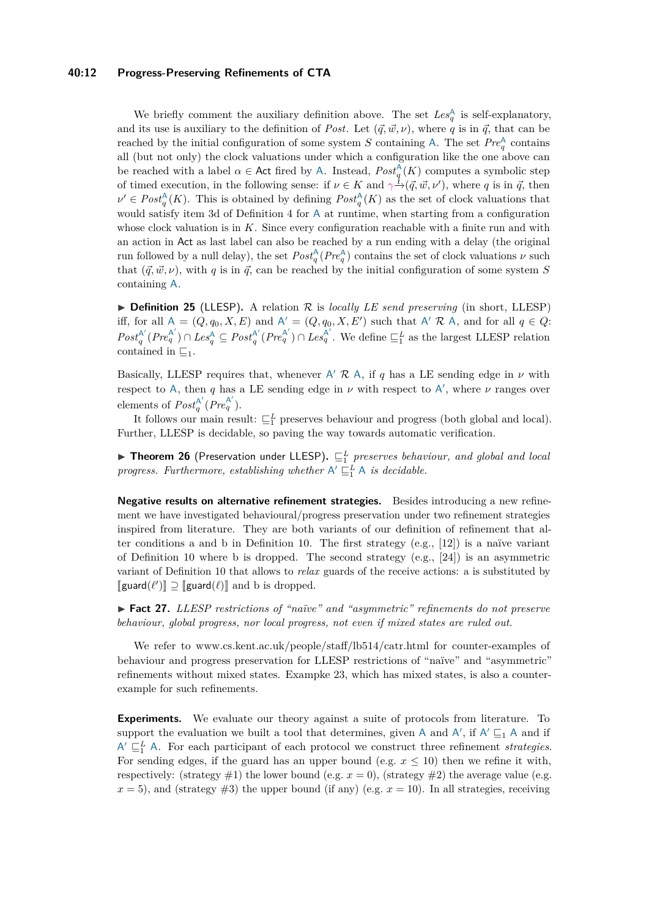We briefly comment the auxiliary definition above. The set $Les_q^{\mathsf{A}}$ is self-explanatory, and its use is auxiliary to the definition of $Post$. Let $(\vec{q}, \vec{w}, \nu)$, where $q$ is in $\vec{q}$, that can be reached by the initial configuration of some system $S$ containing $\mathsf{A}$. The set $Pre_q^{\mathsf{A}}$ contains all (but not only) the clock valuations under which a configuration like the one above can be reached with a label $\alpha \in \mathsf{Act}$ fired by $\mathsf{A}$. Instead, $Post_q^{\mathsf{A}}(K)$ computes a symbolic step of timed execution, in the following sense: if $\nu \in K$ and $\gamma \xrightarrow{t} (\vec{q}, \vec{w}, \nu')$, where $q$ is in $\vec{q}$, then $\nu' \in Post_q^{\mathsf{A}}(K)$. This is obtained by defining $Post_q^{\mathsf{A}}(K)$ as the set of clock valuations that would satisfy item 3d of Definition 4 for $\mathsf{A}$ at runtime, when starting from a configuration whose clock valuation is in $K$. Since every configuration reachable with a finite run and with an action in $\mathsf{Act}$ as last label can also be reached by a run ending with a delay (the original run followed by a null delay), the set $Post_q^{\mathsf{A}}(Pre_q^{\mathsf{A}})$ contains the set of clock valuations $\nu$ such that $(\vec{q}, \vec{w}, \nu)$, with $q$ is in $\vec{q}$, can be reached by the initial configuration of some system $S$ containing $\mathsf{A}$.

▶ **Definition 25** (LLESP)**.** A relation $\mathcal{R}$ is *locally LE send preserving* (in short, LLESP) iff, for all $\mathsf{A} = (Q, q_0, X, E)$ and $\mathsf{A}' = (Q, q_0, X, E')$ such that $\mathsf{A}' \;\mathcal{R}\; \mathsf{A}$, and for all $q \in Q$: $Post_q^{\mathsf{A}'}(Pre_q^{\mathsf{A}'}) \cap Les_q^{\mathsf{A}} \subseteq Post_q^{\mathsf{A}'}(Pre_q^{\mathsf{A}'}) \cap Les_q^{\mathsf{A}'}$. We define $\sqsubseteq_1^L$ as the largest LLESP relation contained in $\sqsubseteq_1$.

Basically, LLESP requires that, whenever $\mathsf{A}' \;\mathcal{R}\; \mathsf{A}$, if $q$ has a LE sending edge in $\nu$ with respect to $\mathsf{A}$, then $q$ has a LE sending edge in $\nu$ with respect to $\mathsf{A}'$, where $\nu$ ranges over elements of $Post_q^{\mathsf{A}'}(Pre_q^{\mathsf{A}'})$.

It follows our main result: $\sqsubseteq_1^L$ preserves behaviour and progress (both global and local). Further, LLESP is decidable, so paving the way towards automatic verification.

▶ **Theorem 26** (Preservation under LLESP)**.** *$\sqsubseteq_1^L$ preserves behaviour, and global and local progress. Furthermore, establishing whether $\mathsf{A}' \sqsubseteq_1^L \mathsf{A}$ is decidable.*

**Negative results on alternative refinement strategies.** Besides introducing a new refinement we have investigated behavioural/progress preservation under two refinement strategies inspired from literature. They are both variants of our definition of refinement that alter conditions a and b in Definition 10. The first strategy (e.g., [12]) is a naïve variant of Definition 10 where b is dropped. The second strategy (e.g., [24]) is an asymmetric variant of Definition 10 that allows to *relax* guards of the receive actions: a is substituted by $[\![\mathsf{guard}(\ell')]\!] \supseteq [\![\mathsf{guard}(\ell)]\!]$ and b is dropped.

▶ **Fact 27.** *LLESP restrictions of "naïve" and "asymmetric" refinements do not preserve behaviour, global progress, nor local progress, not even if mixed states are ruled out.*

We refer to www.cs.kent.ac.uk/people/staff/lb514/catr.html for counter-examples of behaviour and progress preservation for LLESP restrictions of "naïve" and "asymmetric" refinements without mixed states. Exampke 23, which has mixed states, is also a counter-example for such refinements.

**Experiments.** We evaluate our theory against a suite of protocols from literature. To support the evaluation we built a tool that determines, given $\mathsf{A}$ and $\mathsf{A}'$, if $\mathsf{A}' \sqsubseteq_1 \mathsf{A}$ and if $\mathsf{A}' \sqsubseteq_1^L \mathsf{A}$. For each participant of each protocol we construct three refinement *strategies*. For sending edges, if the guard has an upper bound (e.g. $x \leq 10$) then we refine it with, respectively: (strategy #1) the lower bound (e.g. $x = 0$), (strategy #2) the average value (e.g. $x = 5$), and (strategy #3) the upper bound (if any) (e.g. $x = 10$). In all strategies, receiving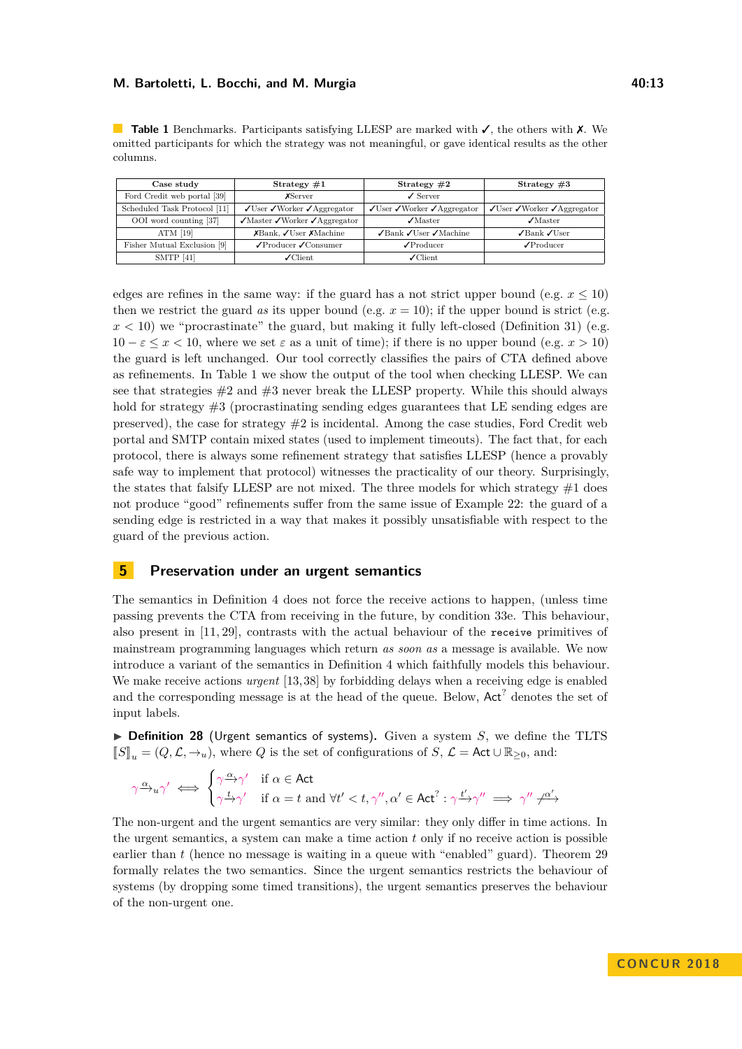**Table 1** Benchmarks. Participants satisfying LLESP are marked with ✓, the others with ✗. We omitted participants for which the strategy was not meaningful, or gave identical results as the other columns.

| Case study | Strategy #1 | Strategy #2 | Strategy #3 |
|---|---|---|---|
| Ford Credit web portal [39] | ✗Server | ✓ Server | |
| Scheduled Task Protocol [11] | ✓User ✓Worker ✓Aggregator | ✓User ✓Worker ✓Aggregator | ✓User ✓Worker ✓Aggregator |
| OOI word counting [37] | ✓Master ✓Worker ✓Aggregator | ✓Master | ✓Master |
| ATM [19] | ✗Bank, ✓User ✗Machine | ✓Bank ✓User ✓Machine | ✓Bank ✓User |
| Fisher Mutual Exclusion [9] | ✓Producer ✓Consumer | ✓Producer | ✓Producer |
| SMTP [41] | ✓Client | ✓Client | |

edges are refines in the same way: if the guard has a not strict upper bound (e.g. $x \leq 10$) then we restrict the guard *as* its upper bound (e.g. $x = 10$); if the upper bound is strict (e.g. $x < 10$) we "procrastinate" the guard, but making it fully left-closed (Definition 31) (e.g. $10 - \varepsilon \leq x < 10$, where we set $\varepsilon$ as a unit of time); if there is no upper bound (e.g. $x > 10$) the guard is left unchanged. Our tool correctly classifies the pairs of CTA defined above as refinements. In Table 1 we show the output of the tool when checking LLESP. We can see that strategies #2 and #3 never break the LLESP property. While this should always hold for strategy #3 (procrastinating sending edges guarantees that LE sending edges are preserved), the case for strategy #2 is incidental. Among the case studies, Ford Credit web portal and SMTP contain mixed states (used to implement timeouts). The fact that, for each protocol, there is always some refinement strategy that satisfies LLESP (hence a provably safe way to implement that protocol) witnesses the practicality of our theory. Surprisingly, the states that falsify LLESP are not mixed. The three models for which strategy #1 does not produce "good" refinements suffer from the same issue of Example 22: the guard of a sending edge is restricted in a way that makes it possibly unsatisfiable with respect to the guard of the previous action.

## 5 Preservation under an urgent semantics

The semantics in Definition 4 does not force the receive actions to happen, (unless time passing prevents the CTA from receiving in the future, by condition 33e. This behaviour, also present in [11, 29], contrasts with the actual behaviour of the `receive` primitives of mainstream programming languages which return *as soon as* a message is available. We now introduce a variant of the semantics in Definition 4 which faithfully models this behaviour. We make receive actions *urgent* [13, 38] by forbidding delays when a receiving edge is enabled and the corresponding message is at the head of the queue. Below, $\mathsf{Act}^?$ denotes the set of input labels.

▶ **Definition 28** (Urgent semantics of systems). Given a system $S$, we define the TLTS $[\![S]\!]_u = (Q, \mathcal{L}, \rightarrow_u)$, where $Q$ is the set of configurations of $S$, $\mathcal{L} = \mathsf{Act} \cup \mathbb{R}_{\geq 0}$, and:

$$\gamma \xrightarrow{\alpha}_u \gamma' \iff \begin{cases} \gamma \xrightarrow{\alpha} \gamma' & \text{if } \alpha \in \mathsf{Act} \\ \gamma \xrightarrow{t} \gamma' & \text{if } \alpha = t \text{ and } \forall t' < t, \gamma'', \alpha' \in \mathsf{Act}^? : \gamma \xrightarrow{t'} \gamma'' \implies \gamma'' \not\xrightarrow{\alpha'} \end{cases}$$

The non-urgent and the urgent semantics are very similar: they only differ in time actions. In the urgent semantics, a system can make a time action $t$ only if no receive action is possible earlier than $t$ (hence no message is waiting in a queue with "enabled" guard). Theorem 29 formally relates the two semantics. Since the urgent semantics restricts the behaviour of systems (by dropping some timed transitions), the urgent semantics preserves the behaviour of the non-urgent one.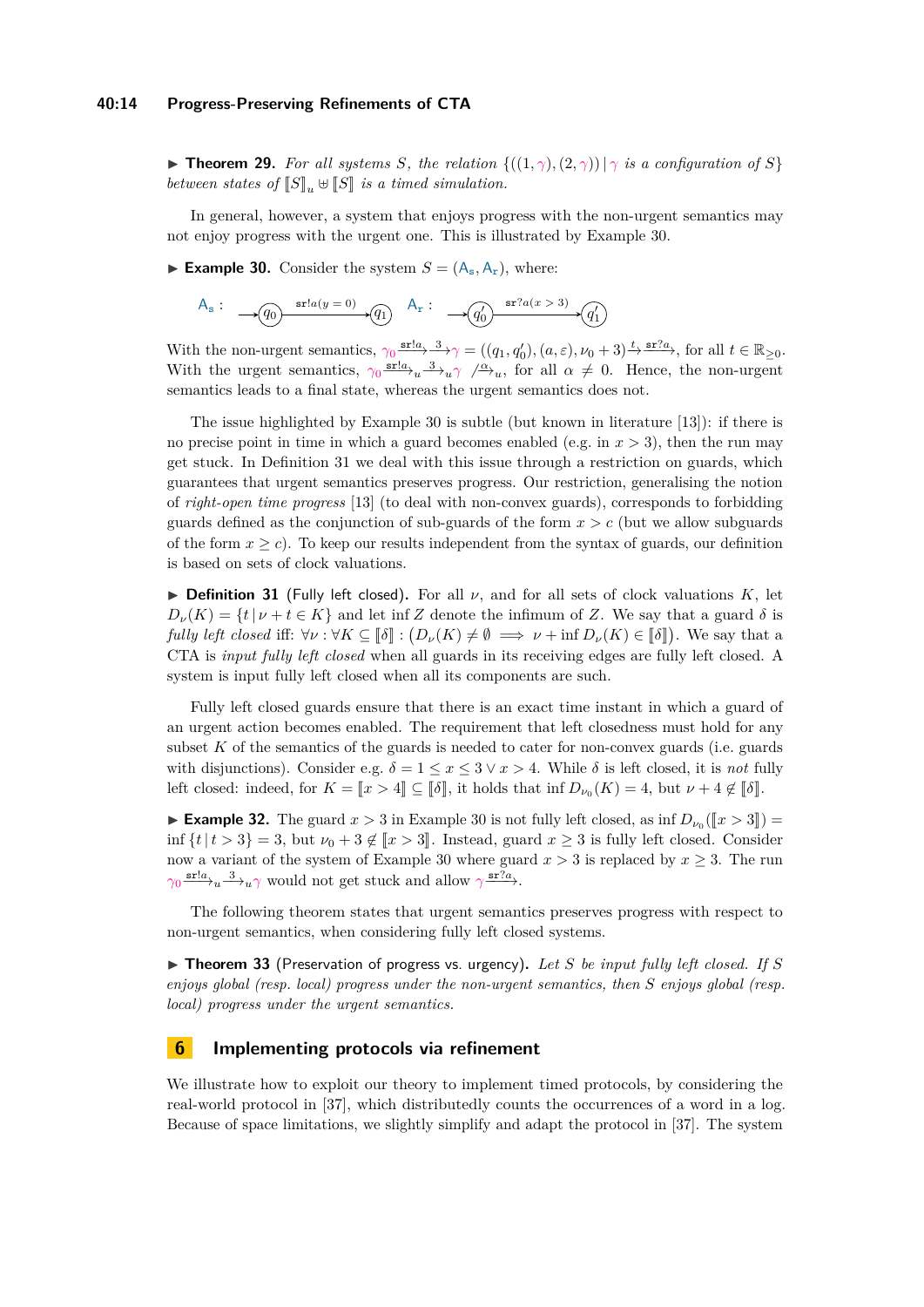▶ **Theorem 29.** *For all systems $S$, the relation $\{((1,\gamma),(2,\gamma)) \mid \gamma$ is a configuration of $S\}$ between states of $[\![S]\!]_u \uplus [\![S]\!]$ is a timed simulation.*

In general, however, a system that enjoys progress with the non-urgent semantics may not enjoy progress with the urgent one. This is illustrated by Example 30.

▶ **Example 30.** Consider the system $S = (\mathsf{A_s}, \mathsf{A_r})$, where:

$\mathsf{A_s}$ : $\to (q_0) \xrightarrow{\mathtt{sr}!a(y=0)} (q_1)$ $\quad$ $\mathsf{A_r}$ : $\to (q_0') \xrightarrow{\mathtt{sr}?a(x>3)} (q_1')$

With the non-urgent semantics, $\gamma_0 \xrightarrow{\mathtt{sr}!a} \xrightarrow{3} \gamma = ((q_1, q_0'), (a, \varepsilon), \nu_0 + 3) \xrightarrow{t} \xrightarrow{\mathtt{sr}?a}$, for all $t \in \mathbb{R}_{\geq 0}$. With the urgent semantics, $\gamma_0 \xrightarrow{\mathtt{sr}!a}_u \xrightarrow{3}_u \gamma \not\xrightarrow{\alpha}_u$, for all $\alpha \neq 0$. Hence, the non-urgent semantics leads to a final state, whereas the urgent semantics does not.

The issue highlighted by Example 30 is subtle (but known in literature [13]): if there is no precise point in time in which a guard becomes enabled (e.g. in $x > 3$), then the run may get stuck. In Definition 31 we deal with this issue through a restriction on guards, which guarantees that urgent semantics preserves progress. Our restriction, generalising the notion of *right-open time progress* [13] (to deal with non-convex guards), corresponds to forbidding guards defined as the conjunction of sub-guards of the form $x > c$ (but we allow subguards of the form $x \geq c$). To keep our results independent from the syntax of guards, our definition is based on sets of clock valuations.

▶ **Definition 31** (Fully left closed). For all $\nu$, and for all sets of clock valuations $K$, let $D_\nu(K) = \{t \mid \nu + t \in K\}$ and let $\inf Z$ denote the infimum of $Z$. We say that a guard $\delta$ is *fully left closed* iff: $\forall \nu : \forall K \subseteq [\![\delta]\!] : \big(D_\nu(K) \neq \emptyset \implies \nu + \inf D_\nu(K) \in [\![\delta]\!]\big)$. We say that a CTA is *input fully left closed* when all guards in its receiving edges are fully left closed. A system is input fully left closed when all its components are such.

Fully left closed guards ensure that there is an exact time instant in which a guard of an urgent action becomes enabled. The requirement that left closedness must hold for any subset $K$ of the semantics of the guards is needed to cater for non-convex guards (i.e. guards with disjunctions). Consider e.g. $\delta = 1 \leq x \leq 3 \vee x > 4$. While $\delta$ is left closed, it is *not* fully left closed: indeed, for $K = [\![x > 4]\!] \subseteq [\![\delta]\!]$, it holds that $\inf D_{\nu_0}(K) = 4$, but $\nu + 4 \notin [\![\delta]\!]$.

▶ **Example 32.** The guard $x > 3$ in Example 30 is not fully left closed, as $\inf D_{\nu_0}([\![x > 3]\!]) = \inf \{t \mid t > 3\} = 3$, but $\nu_0 + 3 \notin [\![x > 3]\!]$. Instead, guard $x \geq 3$ is fully left closed. Consider now a variant of the system of Example 30 where guard $x > 3$ is replaced by $x \geq 3$. The run $\gamma_0 \xrightarrow{\mathtt{sr}!a}_u \xrightarrow{3}_u \gamma$ would not get stuck and allow $\gamma \xrightarrow{\mathtt{sr}?a}$.

The following theorem states that urgent semantics preserves progress with respect to non-urgent semantics, when considering fully left closed systems.

▶ **Theorem 33** (Preservation of progress vs. urgency). *Let $S$ be input fully left closed. If $S$ enjoys global (resp. local) progress under the non-urgent semantics, then $S$ enjoys global (resp. local) progress under the urgent semantics.*

## 6 Implementing protocols via refinement

We illustrate how to exploit our theory to implement timed protocols, by considering the real-world protocol in [37], which distributedly counts the occurrences of a word in a log. Because of space limitations, we slightly simplify and adapt the protocol in [37]. The system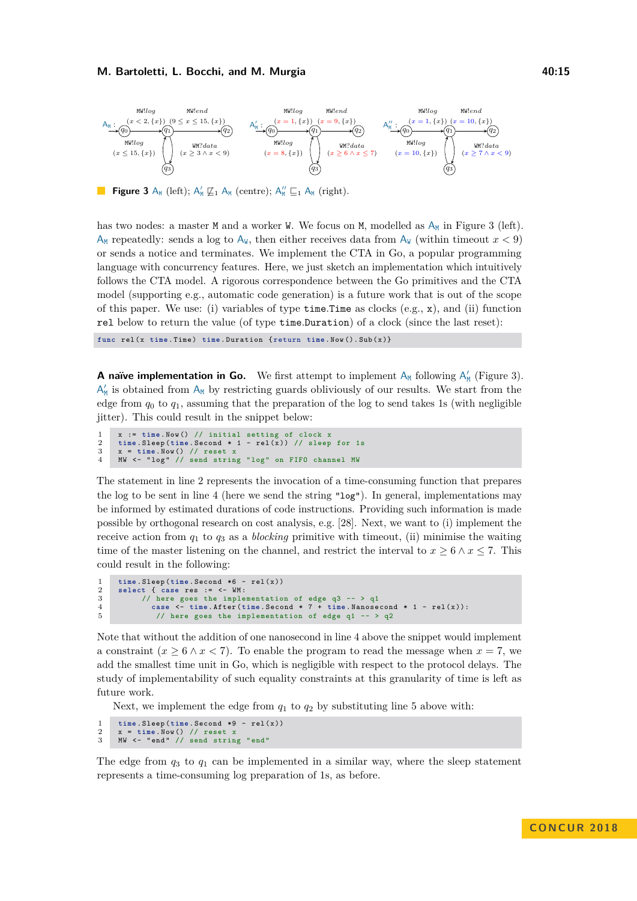**Figure 3** $A_M$ (left); $A'_M \not\sqsubseteq_1 A_M$ (centre); $A''_M \sqsubseteq_1 A_M$ (right).

has two nodes: a master M and a worker W. We focus on M, modelled as $A_M$ in Figure 3 (left). $A_M$ repeatedly: sends a log to $A_W$, then either receives data from $A_W$ (within timeout $x < 9$) or sends a notice and terminates. We implement the CTA in Go, a popular programming language with concurrency features. Here, we just sketch an implementation which intuitively follows the CTA model. A rigorous correspondence between the Go primitives and the CTA model (supporting e.g., automatic code generation) is a future work that is out of the scope of this paper. We use: (i) variables of type `time.Time` as clocks (e.g., `x`), and (ii) function `rel` below to return the value (of type `time.Duration`) of a clock (since the last reset):

```
func rel(x time.Time) time.Duration {return time.Now().Sub(x)}
```

**A naïve implementation in Go.** We first attempt to implement $A_M$ following $A'_M$ (Figure 3). $A'_M$ is obtained from $A_M$ by restricting guards obliviously of our results. We start from the edge from $q_0$ to $q_1$, assuming that the preparation of the log to send takes 1s (with negligible jitter). This could result in the snippet below:

```
1   x := time.Now() // initial setting of clock x
2   time.Sleep(time.Second * 1 - rel(x)) // sleep for 1s
3   x = time.Now() // reset x
4   MW <- "log" // send string "log" on FIFO channel MW
```

The statement in line 2 represents the invocation of a time-consuming function that prepares the log to be sent in line 4 (here we send the string `"log"`). In general, implementations may be informed by estimated durations of code instructions. Providing such information is made possible by orthogonal research on cost analysis, e.g. [28]. Next, we want to (i) implement the receive action from $q_1$ to $q_3$ as a *blocking* primitive with timeout, (ii) minimise the waiting time of the master listening on the channel, and restrict the interval to $x \geq 6 \wedge x \leq 7$. This could result in the following:

```
1   time.Sleep(time.Second *6 - rel(x))
2   select { case res := <- WM:
3        // here goes the implementation of edge q3 -- > q1
4          case <- time.After(time.Second * 7 + time.Nanosecond * 1 - rel(x)):
5           // here goes the implementation of edge q1 -- > q2
```

Note that without the addition of one nanosecond in line 4 above the snippet would implement a constraint $(x \geq 6 \wedge x < 7)$. To enable the program to read the message when $x = 7$, we add the smallest time unit in Go, which is negligible with respect to the protocol delays. The study of implementability of such equality constraints at this granularity of time is left as future work.

Next, we implement the edge from $q_1$ to $q_2$ by substituting line 5 above with:

```
1   time.Sleep(time.Second *9 - rel(x))
2   x = time.Now() // reset x
3   MW <- "end" // send string "end"
```

The edge from $q_3$ to $q_1$ can be implemented in a similar way, where the sleep statement represents a time-consuming log preparation of 1s, as before.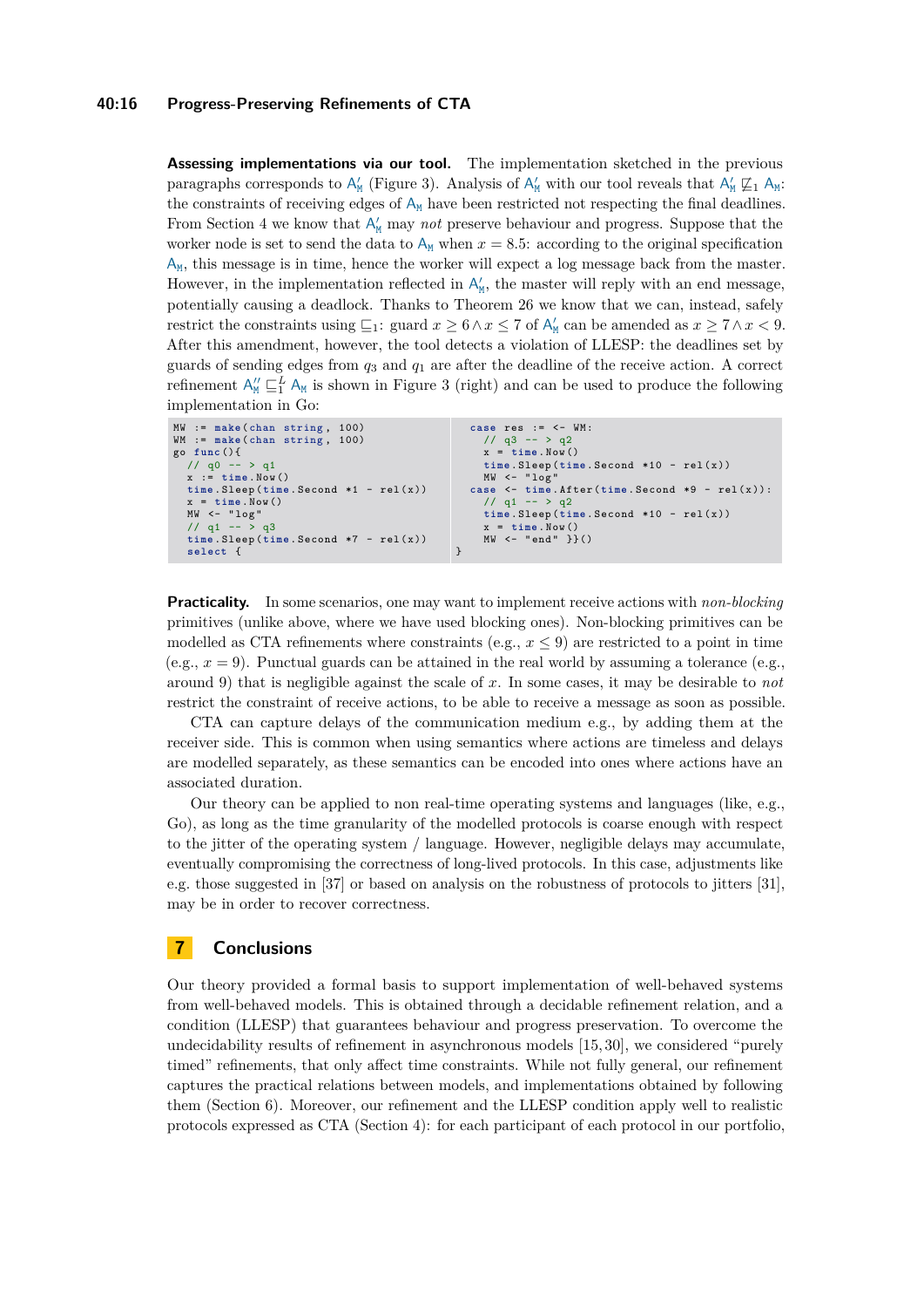**Assessing implementations via our tool.** The implementation sketched in the previous paragraphs corresponds to $A'_M$ (Figure 3). Analysis of $A'_M$ with our tool reveals that $A'_M \not\sqsubseteq_1 A_M$: the constraints of receiving edges of $A_M$ have been restricted not respecting the final deadlines. From Section 4 we know that $A'_M$ may *not* preserve behaviour and progress. Suppose that the worker node is set to send the data to $A_M$ when $x = 8.5$: according to the original specification $A_M$, this message is in time, hence the worker will expect a log message back from the master. However, in the implementation reflected in $A'_M$, the master will reply with an end message, potentially causing a deadlock. Thanks to Theorem 26 we know that we can, instead, safely restrict the constraints using $\sqsubseteq_1$: guard $x \geq 6 \wedge x \leq 7$ of $A'_M$ can be amended as $x \geq 7 \wedge x < 9$. After this amendment, however, the tool detects a violation of LLESP: the deadlines set by guards of sending edges from $q_3$ and $q_1$ are after the deadline of the receive action. A correct refinement $A''_M \sqsubseteq_1^L A_M$ is shown in Figure 3 (right) and can be used to produce the following implementation in Go:

```
MW := make(chan string, 100)
WM := make(chan string, 100)
go func(){
  // q0 --> q1
  x := time.Now()
  time.Sleep(time.Second *1 - rel(x))
  x = time.Now()
  MW <- "log"
  // q1 --> q3
  time.Sleep(time.Second *7 - rel(x))
  select {
  case res := <- WM:
    // q3 --> q2
    x = time.Now()
    time.Sleep(time.Second *10 - rel(x))
    MW <- "log"
  case <- time.After(time.Second *9 - rel(x)):
    // q1 --> q2
    time.Sleep(time.Second *10 - rel(x))
    x = time.Now()
    MW <- "end" }}()
}
```

**Practicality.** In some scenarios, one may want to implement receive actions with *non-blocking* primitives (unlike above, where we have used blocking ones). Non-blocking primitives can be modelled as CTA refinements where constraints (e.g., $x \leq 9$) are restricted to a point in time (e.g., $x = 9$). Punctual guards can be attained in the real world by assuming a tolerance (e.g., around 9) that is negligible against the scale of $x$. In some cases, it may be desirable to *not* restrict the constraint of receive actions, to be able to receive a message as soon as possible.

CTA can capture delays of the communication medium e.g., by adding them at the receiver side. This is common when using semantics where actions are timeless and delays are modelled separately, as these semantics can be encoded into ones where actions have an associated duration.

Our theory can be applied to non real-time operating systems and languages (like, e.g., Go), as long as the time granularity of the modelled protocols is coarse enough with respect to the jitter of the operating system / language. However, negligible delays may accumulate, eventually compromising the correctness of long-lived protocols. In this case, adjustments like e.g. those suggested in [37] or based on analysis on the robustness of protocols to jitters [31], may be in order to recover correctness.

## 7 Conclusions

Our theory provided a formal basis to support implementation of well-behaved systems from well-behaved models. This is obtained through a decidable refinement relation, and a condition (LLESP) that guarantees behaviour and progress preservation. To overcome the undecidability results of refinement in asynchronous models [15, 30], we considered "purely timed" refinements, that only affect time constraints. While not fully general, our refinement captures the practical relations between models, and implementations obtained by following them (Section 6). Moreover, our refinement and the LLESP condition apply well to realistic protocols expressed as CTA (Section 4): for each participant of each protocol in our portfolio,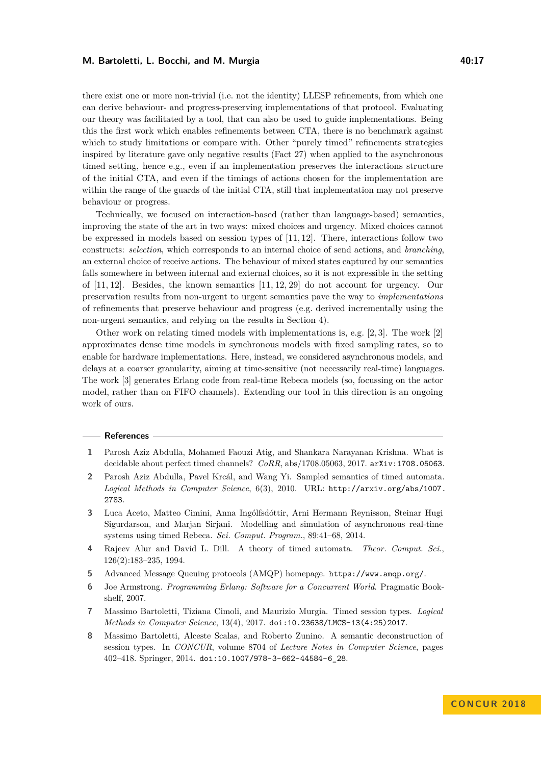there exist one or more non-trivial (i.e. not the identity) LLESP refinements, from which one can derive behaviour- and progress-preserving implementations of that protocol. Evaluating our theory was facilitated by a tool, that can also be used to guide implementations. Being this the first work which enables refinements between CTA, there is no benchmark against which to study limitations or compare with. Other "purely timed" refinements strategies inspired by literature gave only negative results (Fact 27) when applied to the asynchronous timed setting, hence e.g., even if an implementation preserves the interactions structure of the initial CTA, and even if the timings of actions chosen for the implementation are within the range of the guards of the initial CTA, still that implementation may not preserve behaviour or progress.

Technically, we focused on interaction-based (rather than language-based) semantics, improving the state of the art in two ways: mixed choices and urgency. Mixed choices cannot be expressed in models based on session types of [11, 12]. There, interactions follow two constructs: *selection*, which corresponds to an internal choice of send actions, and *branching*, an external choice of receive actions. The behaviour of mixed states captured by our semantics falls somewhere in between internal and external choices, so it is not expressible in the setting of [11, 12]. Besides, the known semantics [11, 12, 29] do not account for urgency. Our preservation results from non-urgent to urgent semantics pave the way to *implementations* of refinements that preserve behaviour and progress (e.g. derived incrementally using the non-urgent semantics, and relying on the results in Section 4).

Other work on relating timed models with implementations is, e.g. [2, 3]. The work [2] approximates dense time models in synchronous models with fixed sampling rates, so to enable for hardware implementations. Here, instead, we considered asynchronous models, and delays at a coarser granularity, aiming at time-sensitive (not necessarily real-time) languages. The work [3] generates Erlang code from real-time Rebeca models (so, focussing on the actor model, rather than on FIFO channels). Extending our tool in this direction is an ongoing work of ours.

## References

1. Parosh Aziz Abdulla, Mohamed Faouzi Atig, and Shankara Narayanan Krishna. What is decidable about perfect timed channels? *CoRR*, abs/1708.05063, 2017. `arXiv:1708.05063`.
2. Parosh Aziz Abdulla, Pavel Krcál, and Wang Yi. Sampled semantics of timed automata. *Logical Methods in Computer Science*, 6(3), 2010. URL: `http://arxiv.org/abs/1007.2783`.
3. Luca Aceto, Matteo Cimini, Anna Ingólfsdóttir, Arni Hermann Reynisson, Steinar Hugi Sigurdarson, and Marjan Sirjani. Modelling and simulation of asynchronous real-time systems using timed Rebeca. *Sci. Comput. Program.*, 89:41–68, 2014.
4. Rajeev Alur and David L. Dill. A theory of timed automata. *Theor. Comput. Sci.*, 126(2):183–235, 1994.
5. Advanced Message Queuing protocols (AMQP) homepage. `https://www.amqp.org/`.
6. Joe Armstrong. *Programming Erlang: Software for a Concurrent World*. Pragmatic Bookshelf, 2007.
7. Massimo Bartoletti, Tiziana Cimoli, and Maurizio Murgia. Timed session types. *Logical Methods in Computer Science*, 13(4), 2017. `doi:10.23638/LMCS-13(4:25)2017`.
8. Massimo Bartoletti, Alceste Scalas, and Roberto Zunino. A semantic deconstruction of session types. In *CONCUR*, volume 8704 of *Lecture Notes in Computer Science*, pages 402–418. Springer, 2014. `doi:10.1007/978-3-662-44584-6_28`.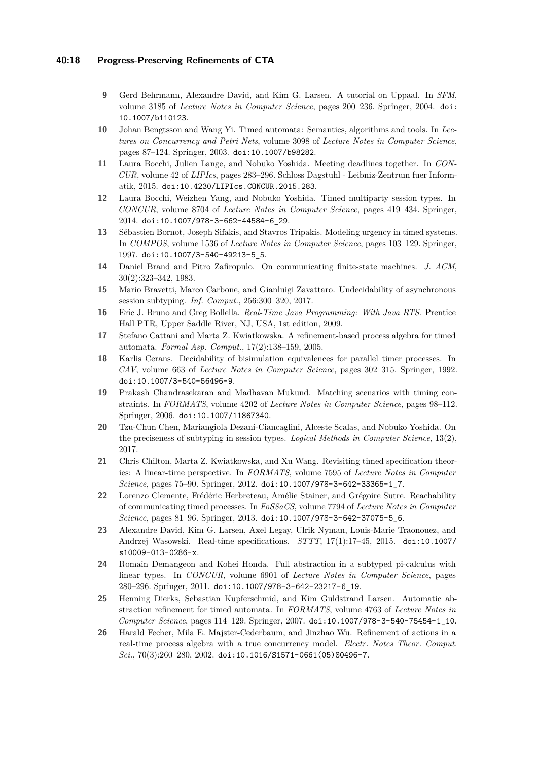**9** Gerd Behrmann, Alexandre David, and Kim G. Larsen. A tutorial on Uppaal. In *SFM*, volume 3185 of *Lecture Notes in Computer Science*, pages 200–236. Springer, 2004. doi:10.1007/b110123.

**10** Johan Bengtsson and Wang Yi. Timed automata: Semantics, algorithms and tools. In *Lectures on Concurrency and Petri Nets*, volume 3098 of *Lecture Notes in Computer Science*, pages 87–124. Springer, 2003. doi:10.1007/b98282.

**11** Laura Bocchi, Julien Lange, and Nobuko Yoshida. Meeting deadlines together. In *CONCUR*, volume 42 of *LIPIcs*, pages 283–296. Schloss Dagstuhl - Leibniz-Zentrum fuer Informatik, 2015. doi:10.4230/LIPIcs.CONCUR.2015.283.

**12** Laura Bocchi, Weizhen Yang, and Nobuko Yoshida. Timed multiparty session types. In *CONCUR*, volume 8704 of *Lecture Notes in Computer Science*, pages 419–434. Springer, 2014. doi:10.1007/978-3-662-44584-6_29.

**13** Sébastien Bornot, Joseph Sifakis, and Stavros Tripakis. Modeling urgency in timed systems. In *COMPOS*, volume 1536 of *Lecture Notes in Computer Science*, pages 103–129. Springer, 1997. doi:10.1007/3-540-49213-5_5.

**14** Daniel Brand and Pitro Zafiropulo. On communicating finite-state machines. *J. ACM*, 30(2):323–342, 1983.

**15** Mario Bravetti, Marco Carbone, and Gianluigi Zavattaro. Undecidability of asynchronous session subtyping. *Inf. Comput.*, 256:300–320, 2017.

**16** Eric J. Bruno and Greg Bollella. *Real-Time Java Programming: With Java RTS*. Prentice Hall PTR, Upper Saddle River, NJ, USA, 1st edition, 2009.

**17** Stefano Cattani and Marta Z. Kwiatkowska. A refinement-based process algebra for timed automata. *Formal Asp. Comput.*, 17(2):138–159, 2005.

**18** Karlis Cerans. Decidability of bisimulation equivalences for parallel timer processes. In *CAV*, volume 663 of *Lecture Notes in Computer Science*, pages 302–315. Springer, 1992. doi:10.1007/3-540-56496-9.

**19** Prakash Chandrasekaran and Madhavan Mukund. Matching scenarios with timing constraints. In *FORMATS*, volume 4202 of *Lecture Notes in Computer Science*, pages 98–112. Springer, 2006. doi:10.1007/11867340.

**20** Tzu-Chun Chen, Mariangiola Dezani-Ciancaglini, Alceste Scalas, and Nobuko Yoshida. On the preciseness of subtyping in session types. *Logical Methods in Computer Science*, 13(2), 2017.

**21** Chris Chilton, Marta Z. Kwiatkowska, and Xu Wang. Revisiting timed specification theories: A linear-time perspective. In *FORMATS*, volume 7595 of *Lecture Notes in Computer Science*, pages 75–90. Springer, 2012. doi:10.1007/978-3-642-33365-1_7.

**22** Lorenzo Clemente, Frédéric Herbreteau, Amélie Stainer, and Grégoire Sutre. Reachability of communicating timed processes. In *FoSSaCS*, volume 7794 of *Lecture Notes in Computer Science*, pages 81–96. Springer, 2013. doi:10.1007/978-3-642-37075-5_6.

**23** Alexandre David, Kim G. Larsen, Axel Legay, Ulrik Nyman, Louis-Marie Traonouez, and Andrzej Wasowski. Real-time specifications. *STTT*, 17(1):17–45, 2015. doi:10.1007/s10009-013-0286-x.

**24** Romain Demangeon and Kohei Honda. Full abstraction in a subtyped pi-calculus with linear types. In *CONCUR*, volume 6901 of *Lecture Notes in Computer Science*, pages 280–296. Springer, 2011. doi:10.1007/978-3-642-23217-6_19.

**25** Henning Dierks, Sebastian Kupferschmid, and Kim Guldstrand Larsen. Automatic abstraction refinement for timed automata. In *FORMATS*, volume 4763 of *Lecture Notes in Computer Science*, pages 114–129. Springer, 2007. doi:10.1007/978-3-540-75454-1_10.

**26** Harald Fecher, Mila E. Majster-Cederbaum, and Jinzhao Wu. Refinement of actions in a real-time process algebra with a true concurrency model. *Electr. Notes Theor. Comput. Sci.*, 70(3):260–280, 2002. doi:10.1016/S1571-0661(05)80496-7.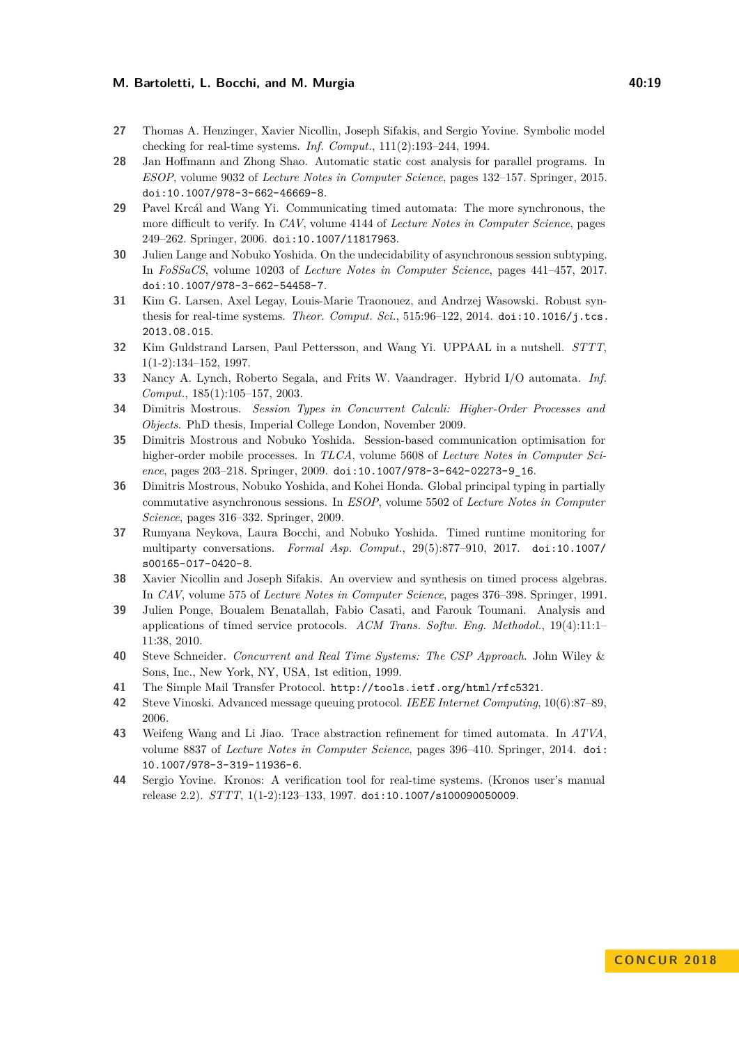27. Thomas A. Henzinger, Xavier Nicollin, Joseph Sifakis, and Sergio Yovine. Symbolic model checking for real-time systems. *Inf. Comput.*, 111(2):193–244, 1994.
28. Jan Hoffmann and Zhong Shao. Automatic static cost analysis for parallel programs. In *ESOP*, volume 9032 of *Lecture Notes in Computer Science*, pages 132–157. Springer, 2015. doi:10.1007/978-3-662-46669-8.
29. Pavel Krcál and Wang Yi. Communicating timed automata: The more synchronous, the more difficult to verify. In *CAV*, volume 4144 of *Lecture Notes in Computer Science*, pages 249–262. Springer, 2006. doi:10.1007/11817963.
30. Julien Lange and Nobuko Yoshida. On the undecidability of asynchronous session subtyping. In *FoSSaCS*, volume 10203 of *Lecture Notes in Computer Science*, pages 441–457, 2017. doi:10.1007/978-3-662-54458-7.
31. Kim G. Larsen, Axel Legay, Louis-Marie Traonouez, and Andrzej Wasowski. Robust synthesis for real-time systems. *Theor. Comput. Sci.*, 515:96–122, 2014. doi:10.1016/j.tcs.2013.08.015.
32. Kim Guldstrand Larsen, Paul Pettersson, and Wang Yi. UPPAAL in a nutshell. *STTT*, 1(1-2):134–152, 1997.
33. Nancy A. Lynch, Roberto Segala, and Frits W. Vaandrager. Hybrid I/O automata. *Inf. Comput.*, 185(1):105–157, 2003.
34. Dimitris Mostrous. *Session Types in Concurrent Calculi: Higher-Order Processes and Objects*. PhD thesis, Imperial College London, November 2009.
35. Dimitris Mostrous and Nobuko Yoshida. Session-based communication optimisation for higher-order mobile processes. In *TLCA*, volume 5608 of *Lecture Notes in Computer Science*, pages 203–218. Springer, 2009. doi:10.1007/978-3-642-02273-9_16.
36. Dimitris Mostrous, Nobuko Yoshida, and Kohei Honda. Global principal typing in partially commutative asynchronous sessions. In *ESOP*, volume 5502 of *Lecture Notes in Computer Science*, pages 316–332. Springer, 2009.
37. Rumyana Neykova, Laura Bocchi, and Nobuko Yoshida. Timed runtime monitoring for multiparty conversations. *Formal Asp. Comput.*, 29(5):877–910, 2017. doi:10.1007/s00165-017-0420-8.
38. Xavier Nicollin and Joseph Sifakis. An overview and synthesis on timed process algebras. In *CAV*, volume 575 of *Lecture Notes in Computer Science*, pages 376–398. Springer, 1991.
39. Julien Ponge, Boualem Benatallah, Fabio Casati, and Farouk Toumani. Analysis and applications of timed service protocols. *ACM Trans. Softw. Eng. Methodol.*, 19(4):11:1–11:38, 2010.
40. Steve Schneider. *Concurrent and Real Time Systems: The CSP Approach*. John Wiley & Sons, Inc., New York, NY, USA, 1st edition, 1999.
41. The Simple Mail Transfer Protocol. http://tools.ietf.org/html/rfc5321.
42. Steve Vinoski. Advanced message queuing protocol. *IEEE Internet Computing*, 10(6):87–89, 2006.
43. Weifeng Wang and Li Jiao. Trace abstraction refinement for timed automata. In *ATVA*, volume 8837 of *Lecture Notes in Computer Science*, pages 396–410. Springer, 2014. doi:10.1007/978-3-319-11936-6.
44. Sergio Yovine. Kronos: A verification tool for real-time systems. (Kronos user's manual release 2.2). *STTT*, 1(1-2):123–133, 1997. doi:10.1007/s100090050009.